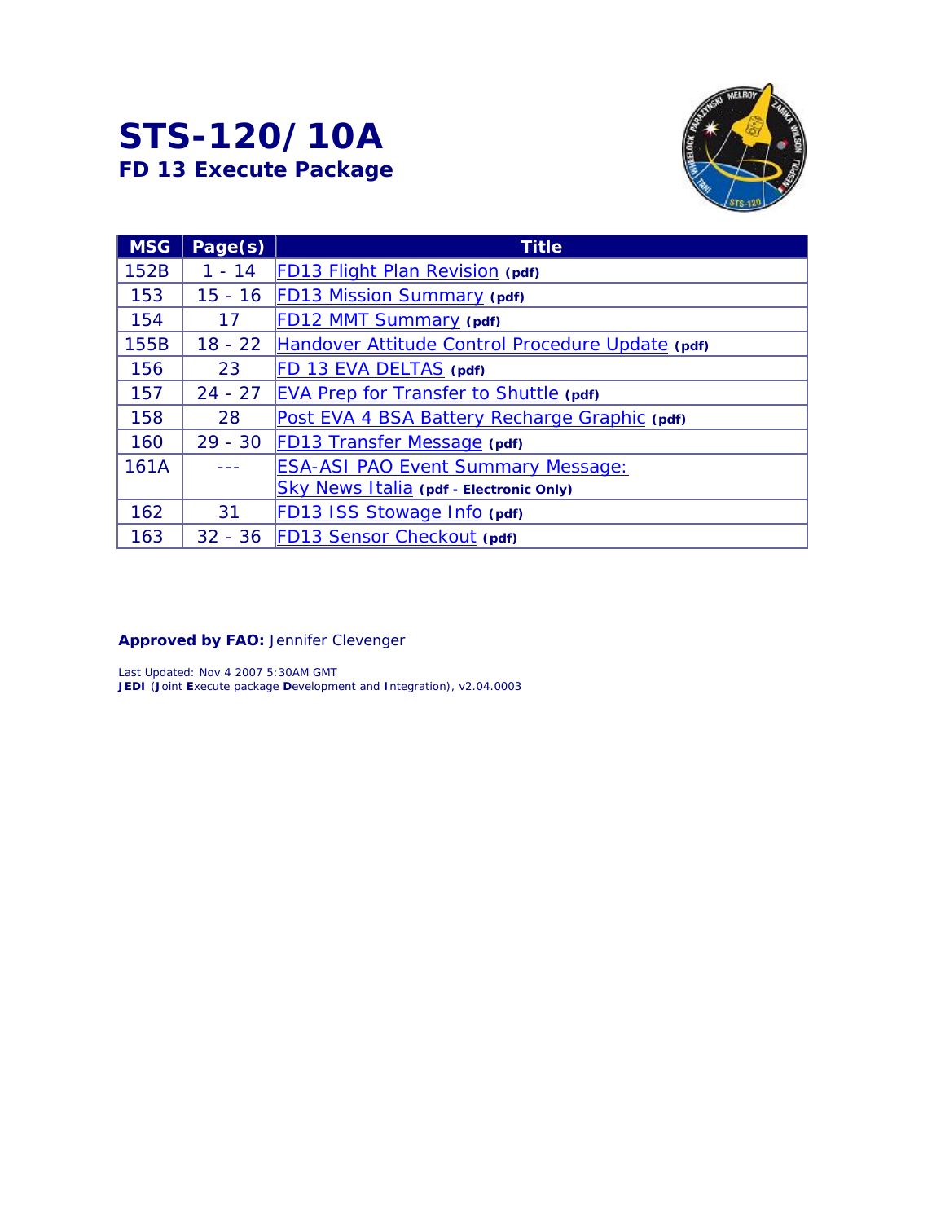# STS-120/10A

## FD 13 Execute Package

| MSG | Page(s) | Title |
|---|---|---|
| 152B | 1 - 14 | FD13 Flight Plan Revision **(pdf)** |
| 153 | 15 - 16 | FD13 Mission Summary **(pdf)** |
| 154 | 17 | FD12 MMT Summary **(pdf)** |
| 155B | 18 - 22 | Handover Attitude Control Procedure Update **(pdf)** |
| 156 | 23 | FD 13 EVA DELTAS **(pdf)** |
| 157 | 24 - 27 | EVA Prep for Transfer to Shuttle **(pdf)** |
| 158 | 28 | Post EVA 4 BSA Battery Recharge Graphic **(pdf)** |
| 160 | 29 - 30 | FD13 Transfer Message **(pdf)** |
| 161A | --- | ESA-ASI PAO Event Summary Message: Sky News Italia **(pdf - Electronic Only)** |
| 162 | 31 | FD13 ISS Stowage Info **(pdf)** |
| 163 | 32 - 36 | FD13 Sensor Checkout **(pdf)** |

**Approved by FAO:** Jennifer Clevenger

Last Updated: Nov 4 2007 5:30AM GMT
**JEDI** (**J**oint **E**xecute package **D**evelopment and **I**ntegration), v2.04.0003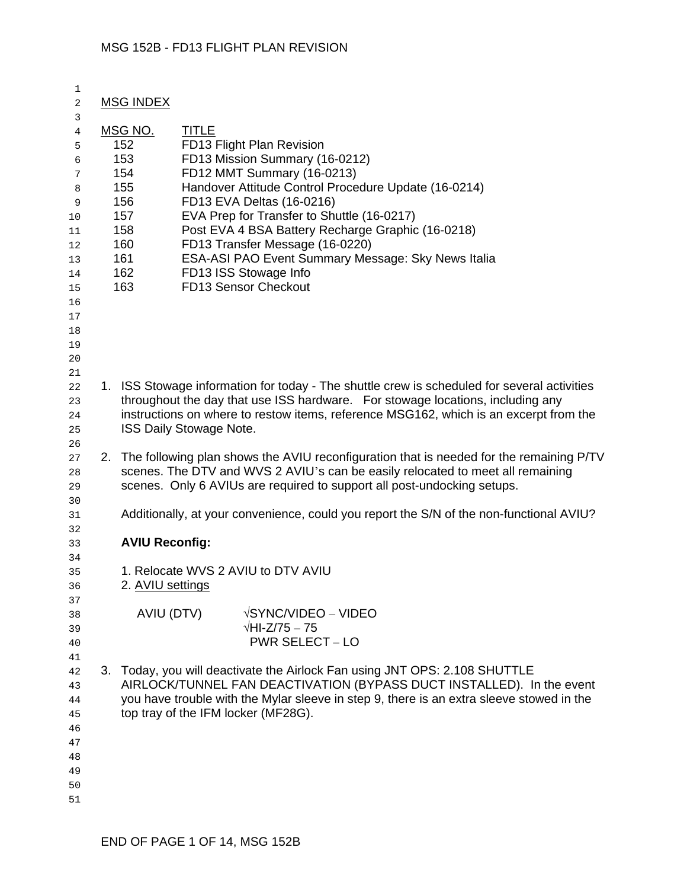MSG 152B - FD13 FLIGHT PLAN REVISION

MSG INDEX

| MSG NO. | TITLE |
|---|---|
| 152 | FD13 Flight Plan Revision |
| 153 | FD13 Mission Summary (16-0212) |
| 154 | FD12 MMT Summary (16-0213) |
| 155 | Handover Attitude Control Procedure Update (16-0214) |
| 156 | FD13 EVA Deltas (16-0216) |
| 157 | EVA Prep for Transfer to Shuttle (16-0217) |
| 158 | Post EVA 4 BSA Battery Recharge Graphic (16-0218) |
| 160 | FD13 Transfer Message (16-0220) |
| 161 | ESA-ASI PAO Event Summary Message: Sky News Italia |
| 162 | FD13 ISS Stowage Info |
| 163 | FD13 Sensor Checkout |

1. ISS Stowage information for today - The shuttle crew is scheduled for several activities throughout the day that use ISS hardware. For stowage locations, including any instructions on where to restow items, reference MSG162, which is an excerpt from the ISS Daily Stowage Note.

2. The following plan shows the AVIU reconfiguration that is needed for the remaining P/TV scenes. The DTV and WVS 2 AVIU's can be easily relocated to meet all remaining scenes. Only 6 AVIUs are required to support all post-undocking setups.

   Additionally, at your convenience, could you report the S/N of the non-functional AVIU?

   **AVIU Reconfig:**

   1. Relocate WVS 2 AVIU to DTV AVIU
   2. AVIU settings

   AVIU (DTV) √SYNC/VIDEO – VIDEO
   √HI-Z/75 – 75
   PWR SELECT – LO

3. Today, you will deactivate the Airlock Fan using JNT OPS: 2.108 SHUTTLE AIRLOCK/TUNNEL FAN DEACTIVATION (BYPASS DUCT INSTALLED). In the event you have trouble with the Mylar sleeve in step 9, there is an extra sleeve stowed in the top tray of the IFM locker (MF28G).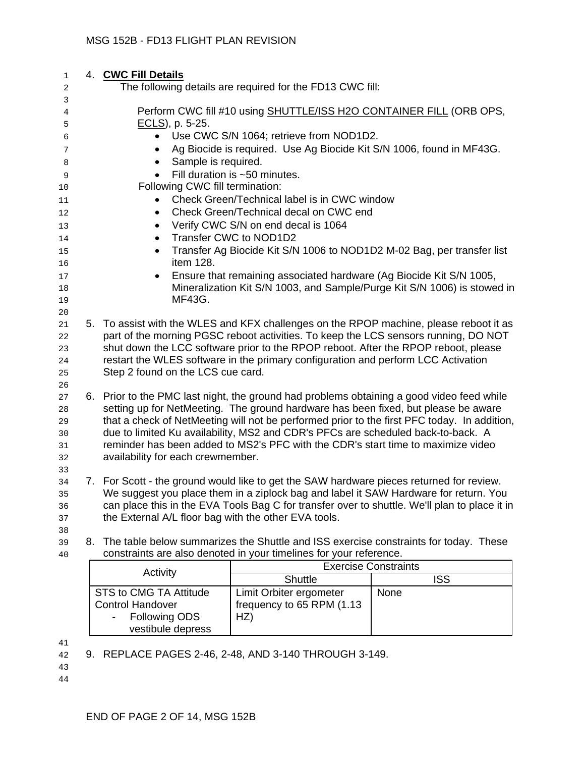4. **CWC Fill Details**

   The following details are required for the FD13 CWC fill:

   Perform CWC fill #10 using SHUTTLE/ISS H2O CONTAINER FILL (ORB OPS, ECLS), p. 5-25.

   - Use CWC S/N 1064; retrieve from NOD1D2.
   - Ag Biocide is required. Use Ag Biocide Kit S/N 1006, found in MF43G.
   - Sample is required.
   - Fill duration is ~50 minutes.

   Following CWC fill termination:

   - Check Green/Technical label is in CWC window
   - Check Green/Technical decal on CWC end
   - Verify CWC S/N on end decal is 1064
   - Transfer CWC to NOD1D2
   - Transfer Ag Biocide Kit S/N 1006 to NOD1D2 M-02 Bag, per transfer list item 128.
   - Ensure that remaining associated hardware (Ag Biocide Kit S/N 1005, Mineralization Kit S/N 1003, and Sample/Purge Kit S/N 1006) is stowed in MF43G.

5. To assist with the WLES and KFX challenges on the RPOP machine, please reboot it as part of the morning PGSC reboot activities. To keep the LCS sensors running, DO NOT shut down the LCC software prior to the RPOP reboot. After the RPOP reboot, please restart the WLES software in the primary configuration and perform LCC Activation Step 2 found on the LCS cue card.

6. Prior to the PMC last night, the ground had problems obtaining a good video feed while setting up for NetMeeting. The ground hardware has been fixed, but please be aware that a check of NetMeeting will not be performed prior to the first PFC today. In addition, due to limited Ku availability, MS2 and CDR's PFCs are scheduled back-to-back. A reminder has been added to MS2's PFC with the CDR's start time to maximize video availability for each crewmember.

7. For Scott - the ground would like to get the SAW hardware pieces returned for review. We suggest you place them in a ziplock bag and label it SAW Hardware for return. You can place this in the EVA Tools Bag C for transfer over to shuttle. We'll plan to place it in the External A/L floor bag with the other EVA tools.

8. The table below summarizes the Shuttle and ISS exercise constraints for today. These constraints are also denoted in your timelines for your reference.

| Activity | Exercise Constraints | |
|---|---|---|
| | Shuttle | ISS |
| STS to CMG TA Attitude Control Handover<br>- Following ODS vestibule depress | Limit Orbiter ergometer frequency to 65 RPM (1.13 HZ) | None |

9. REPLACE PAGES 2-46, 2-48, AND 3-140 THROUGH 3-149.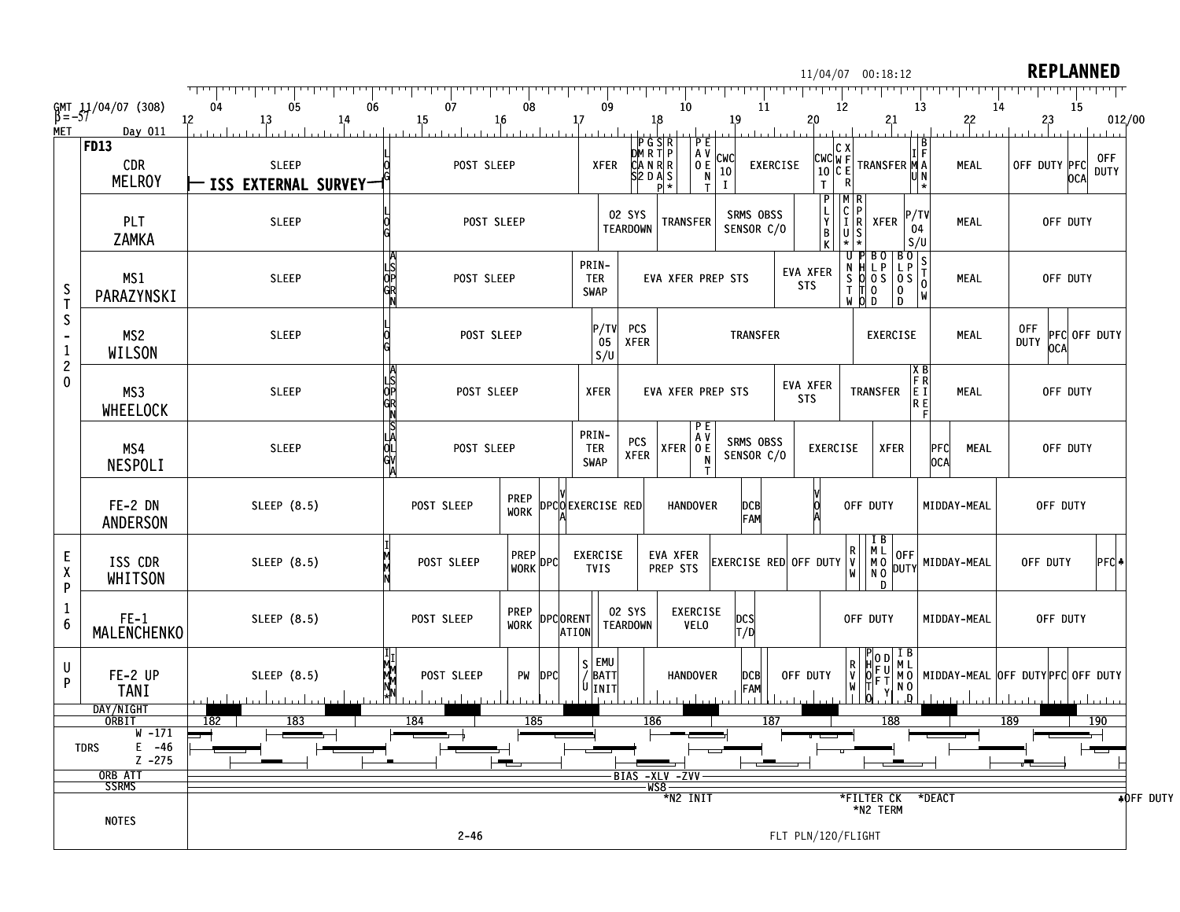11/04/07 00:18:12 **REPLANNED**

GMT 11/04/07 (308) β=-57
MET Day 011

GMT hours: 04 05 06 07 08 09 10 11 12 13 14 15
MET hours: 12 13 14 15 16 17 18 19 20 21 22 23 012/00

**FD13**

| Crew | Activities |
|---|---|
| STS-120 CDR MELROY | SLEEP (ISS EXTERNAL SURVEY) · LOG · POST SLEEP · XFER · DMCS2 · GANDR · STRAS · RPRS P* · PAO EVENT · CWC 10 I · EXERCISE · CWC 10 T · CWCFER · XFER · TRANSFER · IMU · BFAN* · MEAL · OFF DUTY · PFC OCA · OFF DUTY |
| STS-120 PLT ZAMKA | SLEEP · LOG · POST SLEEP · O2 SYS TEARDOWN · TRANSFER · SRMS OBSS SENSOR C/O · PLYBK · MCIU* · RPRS* · XFER · P/TV 04 S/U · MEAL · OFF DUTY |
| STS-120 MS1 PARAZYNSKI | SLEEP · ALSP OGRN · POST SLEEP · PRINTER SWAP · EVA XFER PREP STS · EVA XFER STS · UNSTW · PHOTO · BO LP OS OD · BO LP OS OD · STOW · MEAL · OFF DUTY |
| STS-120 MS2 WILSON | SLEEP · LOG · POST SLEEP · P/TV 05 S/U · PCS XFER · TRANSFER · EXERCISE · MEAL · OFF DUTY · PFC OCA · OFF DUTY |
| STS-120 MS3 WHEELOCK | SLEEP · ALSP OGRN · POST SLEEP · XFER · EVA XFER PREP STS · EVA XFER STS · TRANSFER · XFER · BRIEF · MEAL · OFF DUTY |
| STS-120 MS4 NESPOLI | SLEEP · SLAL OGVA · POST SLEEP · PRINTER SWAP · PCS XFER · XFER · PAO EVENT · SRMS OBSS SENSOR C/O · EXERCISE · XFER · PFC OCA · MEAL · OFF DUTY |
| FE-2 DN ANDERSON | SLEEP (8.5) · POST SLEEP · PREP WORK · DPC · VOA · EXERCISE RED · HANDOVER · DCB FAM · VOA · OFF DUTY · MIDDAY-MEAL · OFF DUTY |
| EXP 16 ISS CDR WHITSON | SLEEP (8.5) · IMMN · POST SLEEP · PREP WORK · DPC · EXERCISE TVIS · EVA XFER PREP STS · EXERCISE RED · OFF DUTY · RVW · IBMLMONOD · OFF DUTY · MIDDAY-MEAL · OFF DUTY · PFC♣ |
| EXP 16 FE-1 MALENCHENKO | SLEEP (8.5) · POST SLEEP · PREP WORK · DPC · ORIENTATION · O2 SYS TEARDOWN · EXERCISE VELO · DCS T/D · OFF DUTY · MIDDAY-MEAL · OFF DUTY |
| UP FE-2 UP TANI | SLEEP (8.5) · IMMN* · IMMN · POST SLEEP · PW · DPC · S/U · EMU BATT INIT · HANDOVER · DCB FAM · OFF DUTY · RVW · PHOTO · ODFUTY · IBMLMONOD · MIDDAY-MEAL · OFF DUTY · PFC · OFF DUTY |

ORBIT: 182 183 184 185 186 187 188 189 190

TDRS: W -171, E -46, Z -275

ORB ATT: BIAS -XLV -ZVV

SSRMS: WS8

NOTES: *N2 INIT · *FILTER CK · *N2 TERM · *DEACT · ♣OFF DUTY

2-46 FLT PLN/120/FLIGHT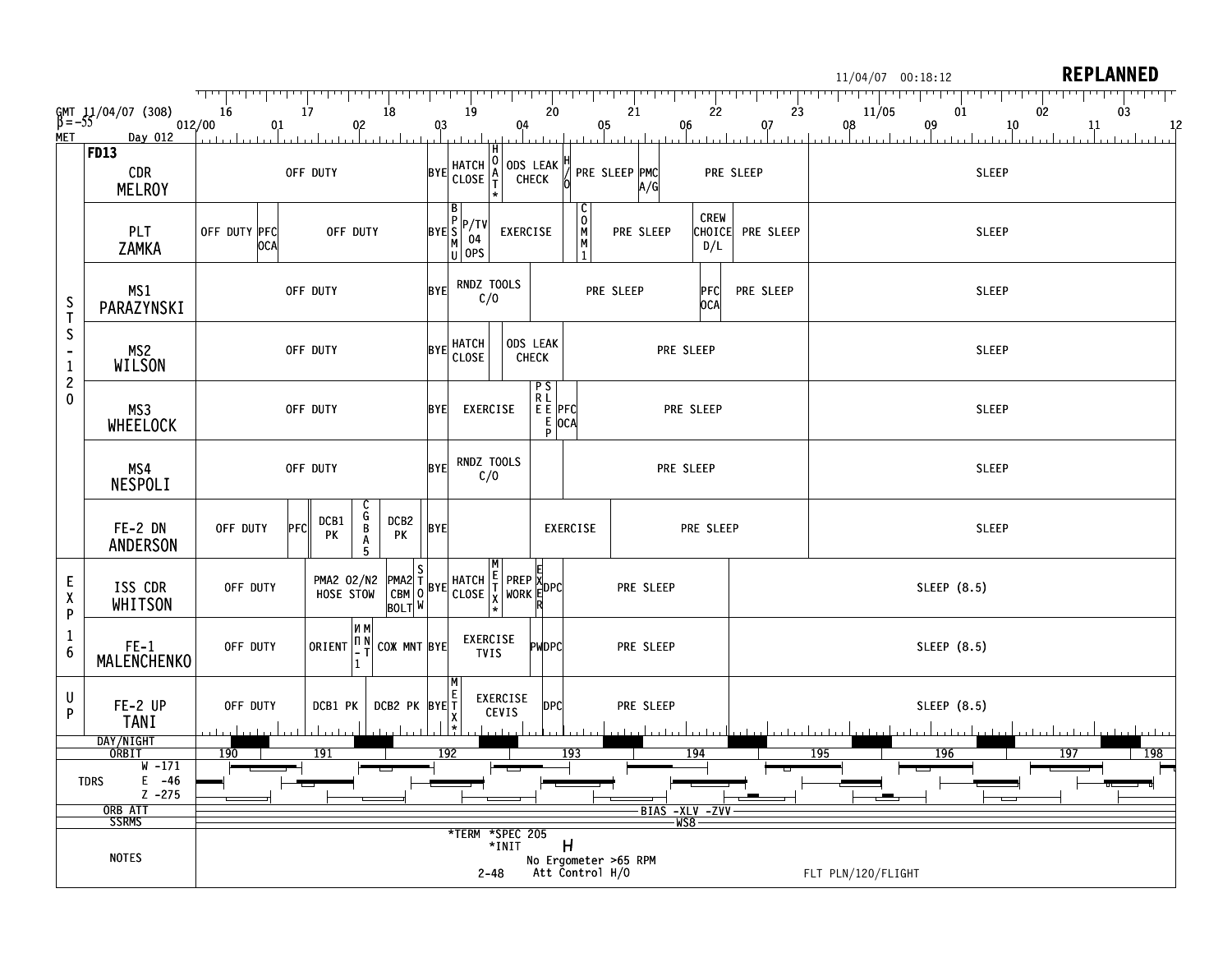**REPLANNED**

11/04/07 00:18:12

GMT 11/04/07 (308) β = -55
MET Day 012

**FD13**

| Crew | Activities (in time order, GMT 16 → 03 on 11/05) |
|---|---|
| CDR MELROY | OFF DUTY; BYE; HATCH CLOSE; HOAT*; ODS LEAK CHECK; H/O; PRE SLEEP; PMC A/G; PRE SLEEP; SLEEP |
| PLT ZAMKA | OFF DUTY; PFC OCA; OFF DUTY; BYE; BPSMU; P/TV 04 OPS; EXERCISE; COMM 1; PRE SLEEP; CREW CHOICE D/L; PRE SLEEP; SLEEP |
| MS1 PARAZYNSKI | OFF DUTY; BYE; RNDZ TOOLS C/O; PRE SLEEP; PFC OCA; PRE SLEEP; SLEEP |
| MS2 WILSON | OFF DUTY; BYE; HATCH CLOSE; ODS LEAK CHECK; PRE SLEEP; SLEEP |
| MS3 WHEELOCK | OFF DUTY; BYE; EXERCISE; PRE SLEEP; PFC OCA; PRE SLEEP; SLEEP |
| MS4 NESPOLI | OFF DUTY; BYE; RNDZ TOOLS C/O; PRE SLEEP; SLEEP |
| FE-2 DN ANDERSON | OFF DUTY; PFC; DCB1 PK; CGBA 5; DCB2 PK; BYE; EXERCISE; PRE SLEEP; SLEEP |
| ISS CDR WHITSON | OFF DUTY; PMA2 O2/N2 HOSE STOW; PMA2 CBM BOLT; STOW; BYE; HATCH CLOSE; METX*; PREP WORK; EXER; DPC; PRE SLEEP; SLEEP (8.5) |
| FE-1 MALENCHENKO | OFF DUTY; ORIENT; ИП-1; MNT; СОЖ MNT; BYE; EXERCISE TVIS; PW; DPC; PRE SLEEP; SLEEP (8.5) |
| FE-2 UP TANI | OFF DUTY; DCB1 PK; DCB2 PK; BYE; METX*; EXERCISE CEVIS; DPC; PRE SLEEP; SLEEP (8.5) |

STS-120: CDR, PLT, MS1, MS2, MS3, MS4, FE-2 DN
EXP 16: ISS CDR, FE-1
UP: FE-2 UP

ORBIT: 190, 191, 192, 193, 194, 195, 196, 197, 198

TDRS: W -171, E -46, Z -275

ORB ATT: BIAS -XLV -ZVV

SSRMS: WS8

NOTES:
*TERM *SPEC 205
*INIT
H
No Ergometer >65 RPM
Att Control H/O

FLT PLN/120/FLIGHT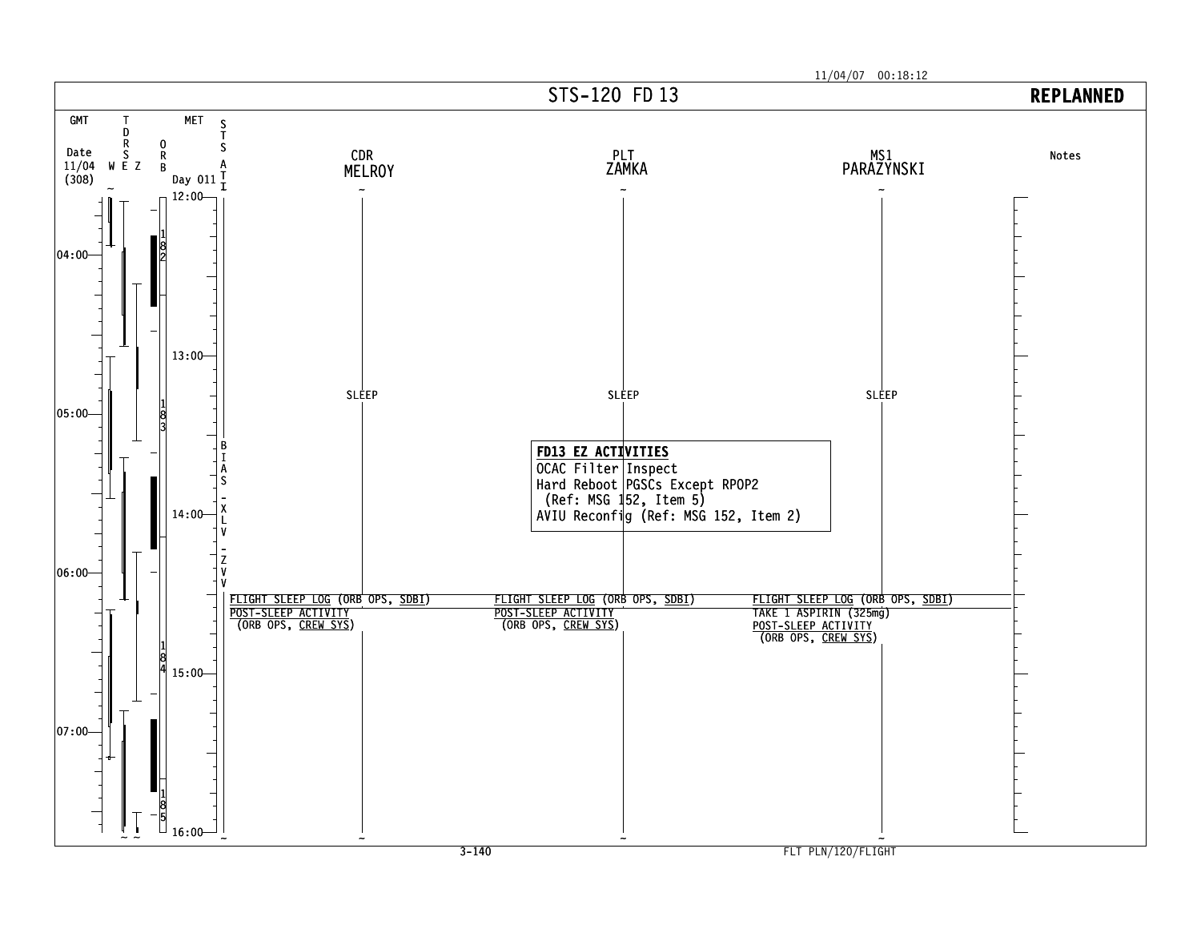# STS-120 FD 13

**REPLANNED**

| GMT Date 11/04 (308) | MET Day 011 | CDR MELROY | PLT ZAMKA | MS1 PARAZYNSKI | Notes |
|---|---|---|---|---|---|
| 04:00 | 12:00 | SLEEP | SLEEP | SLEEP | |
| 05:00 | 13:00 | | | | |
| 06:00 | 14:00 | | | | |
| | | FLIGHT SLEEP LOG (ORB OPS, SDBI) | FLIGHT SLEEP LOG (ORB OPS, SDBI) | FLIGHT SLEEP LOG (ORB OPS, SDBI) | |
| | | | | TAKE 1 ASPIRIN (325mg) | |
| | | POST-SLEEP ACTIVITY (ORB OPS, CREW SYS) | POST-SLEEP ACTIVITY (ORB OPS, CREW SYS) | POST-SLEEP ACTIVITY (ORB OPS, CREW SYS) | |
| 07:00 | 15:00 | | | | |
| | 16:00 | | | | |

ORB: 182, 183, 184, 185

STS ATT: BIAS -XLV -ZVV

**FD13 EZ ACTIVITIES**

OCAC Filter Inspect

Hard Reboot PGSCs Except RPOP2 (Ref: MSG 152, Item 5)

AVIU Reconfig (Ref: MSG 152, Item 2)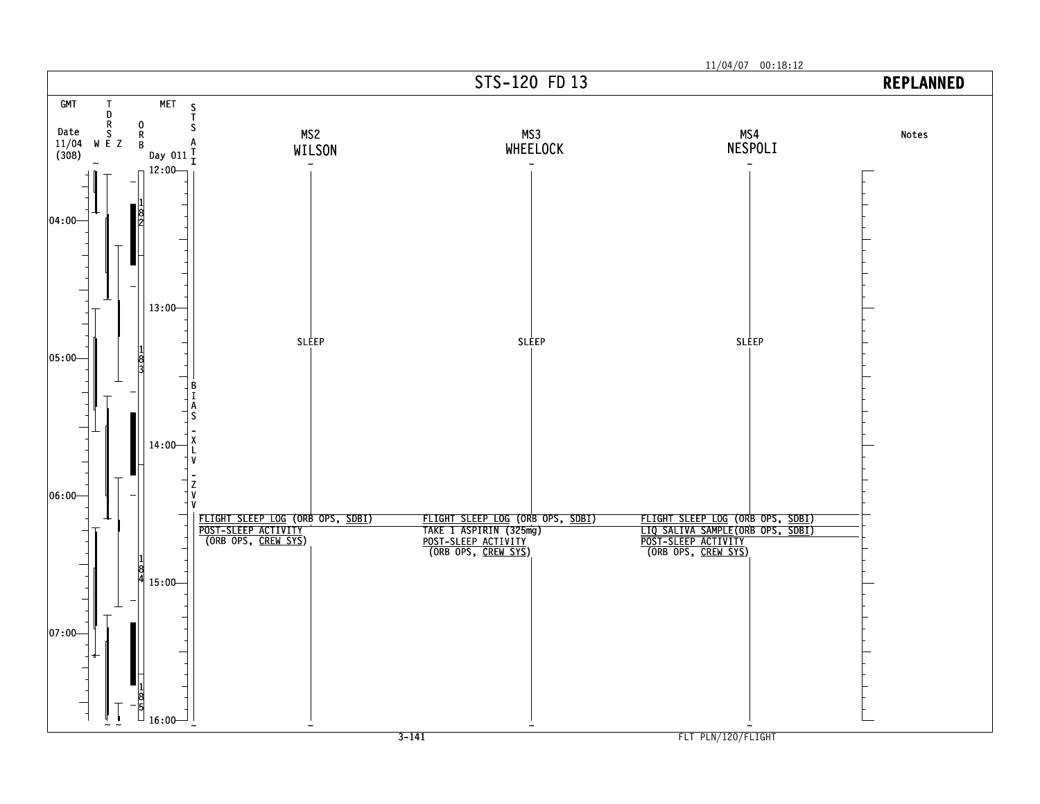11/04/07 00:18:12

# STS-120 FD 13

**REPLANNED**

| GMT Date 11/04 (308) | TDRS W E Z | ORB | MET Day 011 | STS ATT | MS2 WILSON | MS3 WHEELOCK | MS4 NESPOLI | Notes |
|---|---|---|---|---|---|---|---|---|
| | | | 12:00 | | | | | |
| 04:00 | | 182 | | | | | | |
| | | | 13:00 | | SLEEP | SLEEP | SLEEP | |
| 05:00 | | 183 | | BIAS-XLV-ZVV | | | | |
| | | | 14:00 | | | | | |
| 06:00 | | | | | FLIGHT SLEEP LOG (ORB OPS, SDBI)<br>POST-SLEEP ACTIVITY (ORB OPS, CREW SYS) | FLIGHT SLEEP LOG (ORB OPS, SDBI)<br>TAKE 1 ASPIRIN (325mg)<br>POST-SLEEP ACTIVITY (ORB OPS, CREW SYS) | FLIGHT SLEEP LOG (ORB OPS, SDBI)<br>LIQ SALIVA SAMPLE(ORB OPS, SDBI)<br>POST-SLEEP ACTIVITY (ORB OPS, CREW SYS) | |
| | | 184 | 15:00 | | | | | |
| 07:00 | | 185 | | | | | | |
| | | | 16:00 | | | | | |

FLT PLN/120/FLIGHT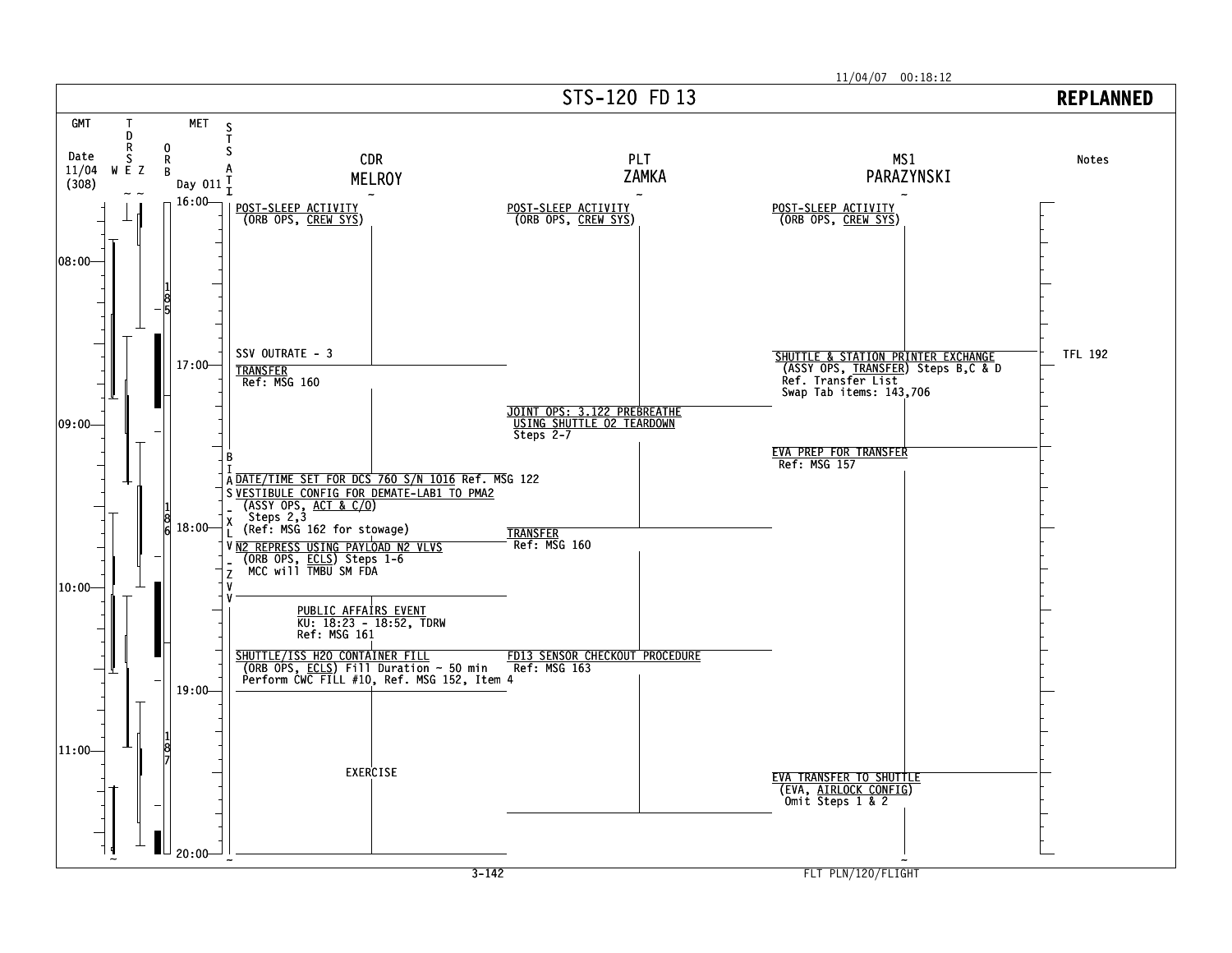11/04/07 00:18:12

# STS-120 FD 13

**REPLANNED**

GMT Date 11/04 (308) | TDRS W E Z | ORB | MET Day 011 | STS ATI

## CDR MELROY

- **POST-SLEEP ACTIVITY** (ORB OPS, CREW SYS)
- SSV OUTRATE - 3
- **TRANSFER**
  Ref: MSG 160
- **DATE/TIME SET FOR DCS 760 S/N 1016** Ref. MSG 122
- **VESTIBULE CONFIG FOR DEMATE-LAB1 TO PMA2**
  (ASSY OPS, ACT & C/O)
  Steps 2,3
  (Ref: MSG 162 for stowage)
- **N2 REPRESS USING PAYLOAD N2 VLVS**
  (ORB OPS, ECLS) Steps 1-6
  MCC will TMBU SM FDA
- **PUBLIC AFFAIRS EVENT**
  KU: 18:23 - 18:52, TDRW
  Ref: MSG 161
- **SHUTTLE/ISS H2O CONTAINER FILL**
  (ORB OPS, ECLS) Fill Duration ~ 50 min
  Perform CWC FILL #10, Ref. MSG 152, Item 4
- EXERCISE

## PLT ZAMKA

- **POST-SLEEP ACTIVITY** (ORB OPS, CREW SYS)
- **JOINT OPS: 3.122 PREBREATHE USING SHUTTLE O2 TEARDOWN**
  Steps 2-7
- **TRANSFER**
  Ref: MSG 160
- **FD13 SENSOR CHECKOUT PROCEDURE**
  Ref: MSG 163

## MS1 PARAZYNSKI

- **POST-SLEEP ACTIVITY** (ORB OPS, CREW SYS)
- **SHUTTLE & STATION PRINTER EXCHANGE**
  (ASSY OPS, TRANSFER) Steps B,C & D
  Ref. Transfer List
  Swap Tab items: 143,706
- **EVA PREP FOR TRANSFER**
  Ref: MSG 157
- **EVA TRANSFER TO SHUTTLE**
  (EVA, AIRLOCK CONFIG)
  Omit Steps 1 & 2

## Notes

- TFL 192

STS ATI: BIAS -XLV -ZVV

ORB: 185, 186, 187

GMT: 08:00, 09:00, 10:00, 11:00

MET: 16:00, 17:00, 18:00, 19:00, 20:00

FLT PLN/120/FLIGHT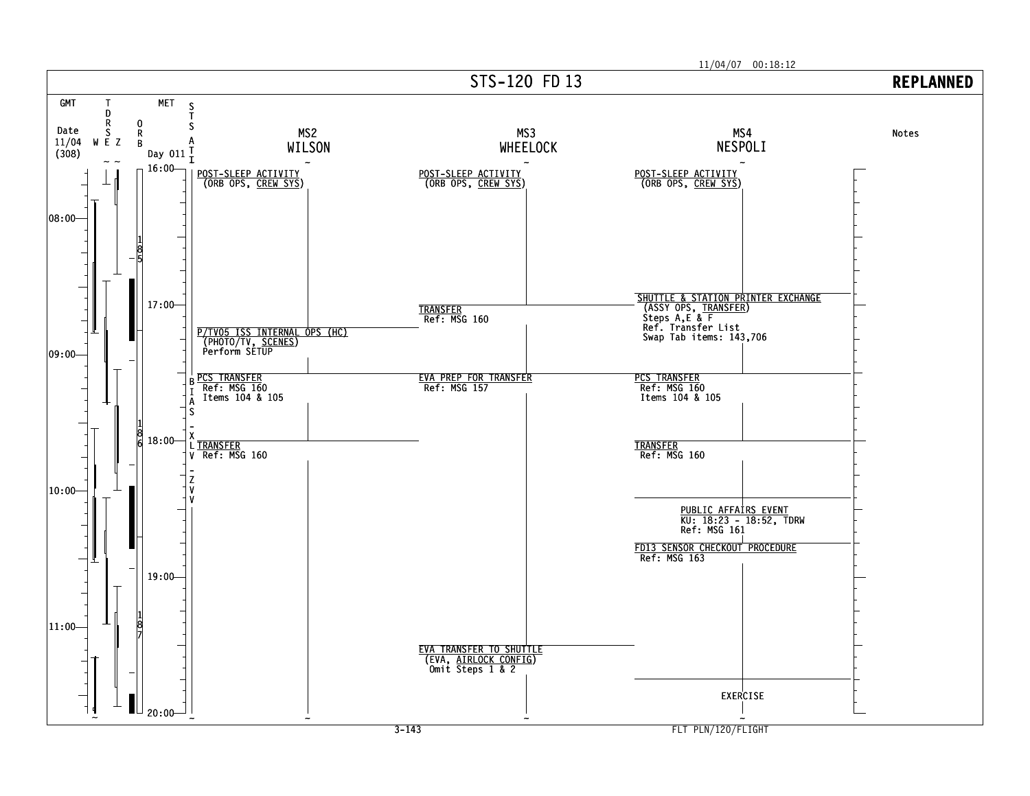# STS-120 FD 13

**REPLANNED**

GMT Date 11/04 (308) — MET Day 011

STS ATI: BIAS -XLV -ZVV

| MET | MS2 WILSON | MS3 WHEELOCK | MS4 NESPOLI |
|---|---|---|---|
| 16:00 | POST-SLEEP ACTIVITY (ORB OPS, CREW SYS) | POST-SLEEP ACTIVITY (ORB OPS, CREW SYS) | POST-SLEEP ACTIVITY (ORB OPS, CREW SYS) |
| ~16:55 | | | SHUTTLE & STATION PRINTER EXCHANGE (ASSY OPS, TRANSFER) Steps A,E & F Ref. Transfer List Swap Tab items: 143,706 |
| 17:00 | | TRANSFER Ref: MSG 160 | |
| ~17:10 | P/TV05 ISS INTERNAL OPS (HC) (PHOTO/TV, SCENES) Perform SETUP | | |
| ~17:30 | PCS TRANSFER Ref: MSG 160 Items 104 & 105 | EVA PREP FOR TRANSFER Ref: MSG 157 | PCS TRANSFER Ref: MSG 160 Items 104 & 105 |
| 18:00 | TRANSFER Ref: MSG 160 | | TRANSFER Ref: MSG 160 |
| ~18:25 | | | PUBLIC AFFAIRS EVENT KU: 18:23 - 18:52, TDRW Ref: MSG 161 |
| ~18:45 | | | FD13 SENSOR CHECKOUT PROCEDURE Ref: MSG 163 |
| ~19:30 | | EVA TRANSFER TO SHUTTLE (EVA, AIRLOCK CONFIG) Omit Steps 1 & 2 | |
| ~19:45 | | | EXERCISE |
| 20:00 | | | |

GMT: 08:00, 09:00, 10:00, 11:00

ORB: 185, 186, 187

Notes

11/04/07 00:18:12

FLT PLN/120/FLIGHT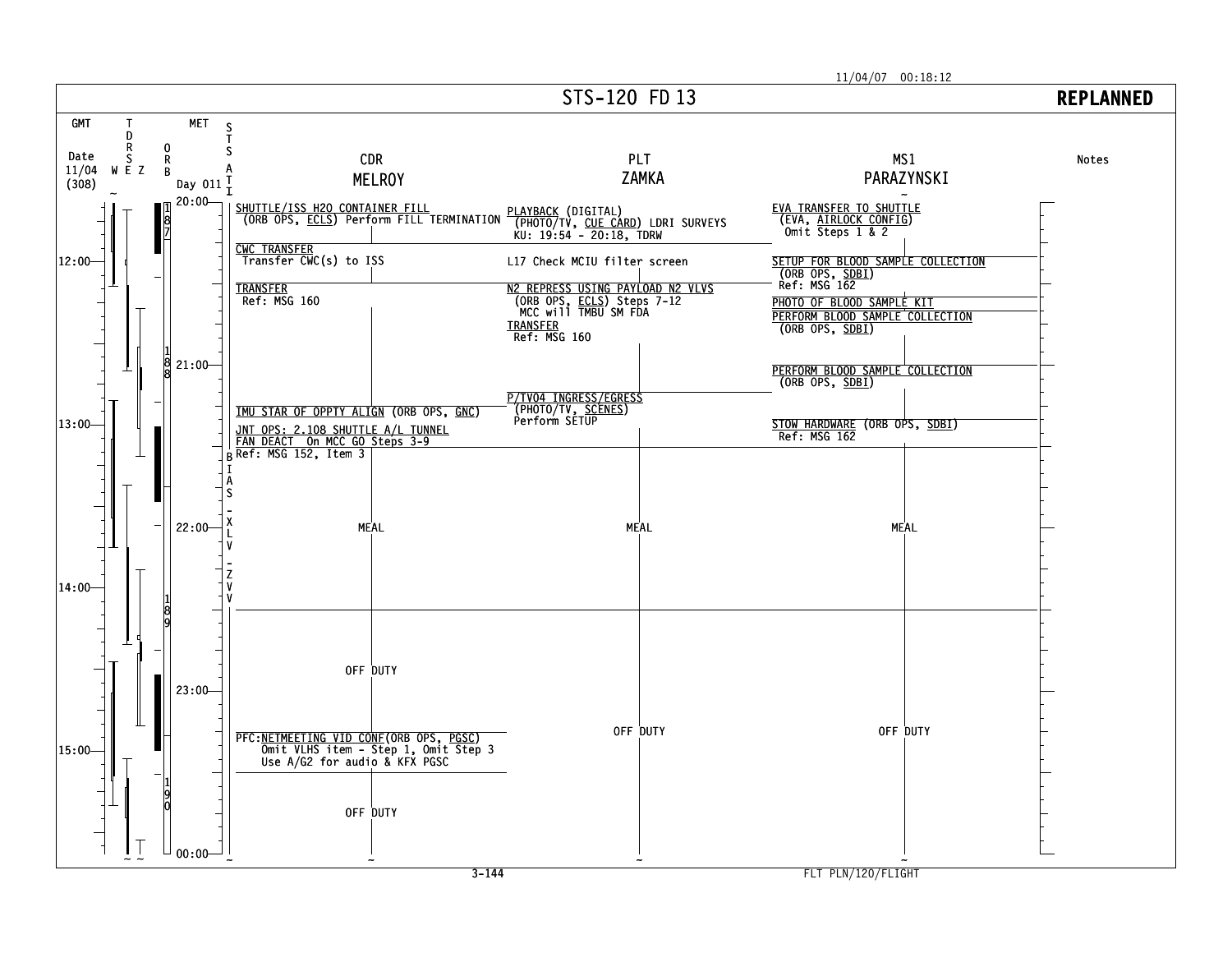11/04/07 00:18:12

# STS-120 FD 13

**REPLANNED**

GMT Date 11/04 (308) | MET Day 011 | Orbits 187, 188, 189, 190

| GMT | MET | CDR MELROY | PLT ZAMKA | MS1 PARAZYNSKI |
|---|---|---|---|---|
| | 20:00 | SHUTTLE/ISS H2O CONTAINER FILL (ORB OPS, ECLS) Perform FILL TERMINATION | PLAYBACK (DIGITAL) (PHOTO/TV, CUE CARD) LDRI SURVEYS KU: 19:54 - 20:18, TDRW | EVA TRANSFER TO SHUTTLE (EVA, AIRLOCK CONFIG) Omit Steps 1 & 2 |
| 12:00 | | CWC TRANSFER Transfer CWC(s) to ISS | L17 Check MCIU filter screen | SETUP FOR BLOOD SAMPLE COLLECTION (ORB OPS, SDBI) Ref: MSG 162 |
| | | TRANSFER Ref: MSG 160 | N2 REPRESS USING PAYLOAD N2 VLVS (ORB OPS, ECLS) Steps 7-12 MCC will TMBU SM FDA | PHOTO OF BLOOD SAMPLE KIT |
| | | | TRANSFER Ref: MSG 160 | PERFORM BLOOD SAMPLE COLLECTION (ORB OPS, SDBI) |
| | 21:00 | | | PERFORM BLOOD SAMPLE COLLECTION (ORB OPS, SDBI) |
| | | IMU STAR OF OPPTY ALIGN (ORB OPS, GNC) | P/TV04 INGRESS/EGRESS (PHOTO/TV, SCENES) Perform SETUP | |
| 13:00 | | JNT OPS: 2.108 SHUTTLE A/L TUNNEL FAN DEACT On MCC GO Steps 3-9 Ref: MSG 152, Item 3 | | STOW HARDWARE (ORB OPS, SDBI) Ref: MSG 162 |
| | 22:00 | MEAL | MEAL | MEAL |
| 14:00 | | | | |
| | 23:00 | OFF DUTY | OFF DUTY | OFF DUTY |
| 15:00 | | PFC:NETMEETING VID CONF(ORB OPS, PGSC) Omit VLHS item - Step 1, Omit Step 3 Use A/G2 for audio & KFX PGSC | | |
| | | OFF DUTY | | |
| | 00:00 | | | |

STS ATTITUDE: BIAS -XLV -ZVV

Notes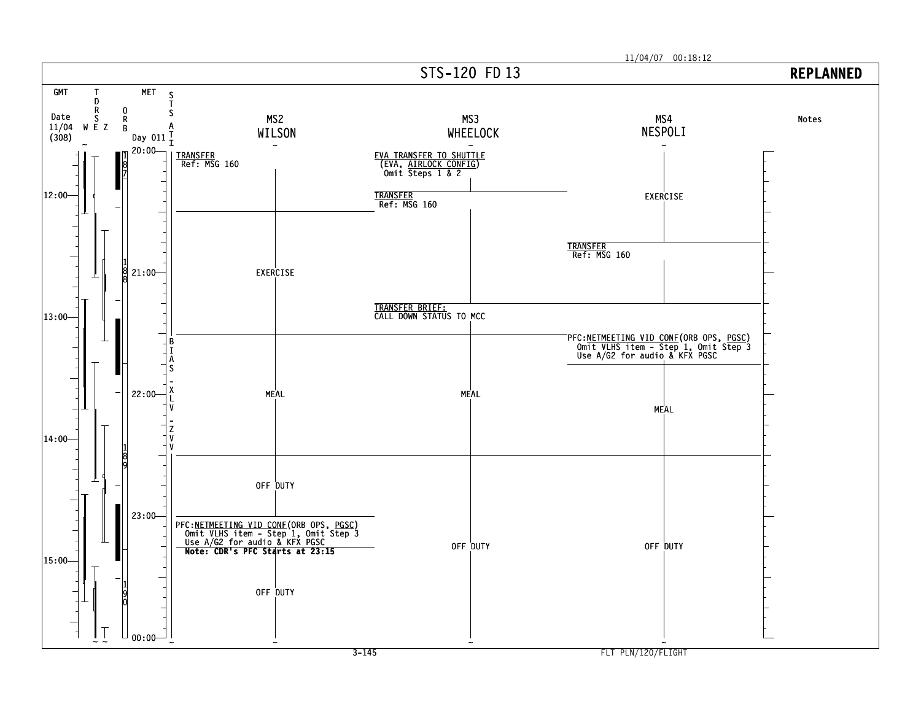# STS-120 FD 13

**REPLANNED**

11/04/07 00:18:12

GMT Date 11/04 (308) | TDRS W E Z | ORB | MET Day 011 | STS ATI

| GMT | MET | MS2 WILSON | MS3 WHEELOCK | MS4 NESPOLI | Notes |
|---|---|---|---|---|---|
| 11:40 | 20:00 | TRANSFER<br>Ref: MSG 160 | EVA TRANSFER TO SHUTTLE<br>(EVA, AIRLOCK CONFIG)<br>Omit Steps 1 & 2 | EXERCISE | |
| 12:00 | | | TRANSFER<br>Ref: MSG 160 | | |
| | | EXERCISE | | TRANSFER<br>Ref: MSG 160 | |
| 12:40 | 21:00 | | | | |
| 13:00 | | | TRANSFER BRIEF:<br>CALL DOWN STATUS TO MCC | | |
| | | MEAL | MEAL | PFC: NETMEETING VID CONF (ORB OPS, PGSC)<br>Omit VLHS item - Step 1, Omit Step 3<br>Use A/G2 for audio & KFX PGSC | |
| 13:40 | 22:00 | | | MEAL | |
| 14:00 | | OFF DUTY | | | |
| 14:40 | 23:00 | PFC: NETMEETING VID CONF (ORB OPS, PGSC)<br>Omit VLHS item - Step 1, Omit Step 3<br>Use A/G2 for audio & KFX PGSC<br>**Note: CDR's PFC Starts at 23:15** | OFF DUTY | OFF DUTY | |
| 15:00 | | OFF DUTY | | | |
| 15:40 | 00:00 | | | | |

ORB: 187, 188, 189, 190

STS ATI: BIAS -XLV -ZVV

FLT PLN/120/FLIGHT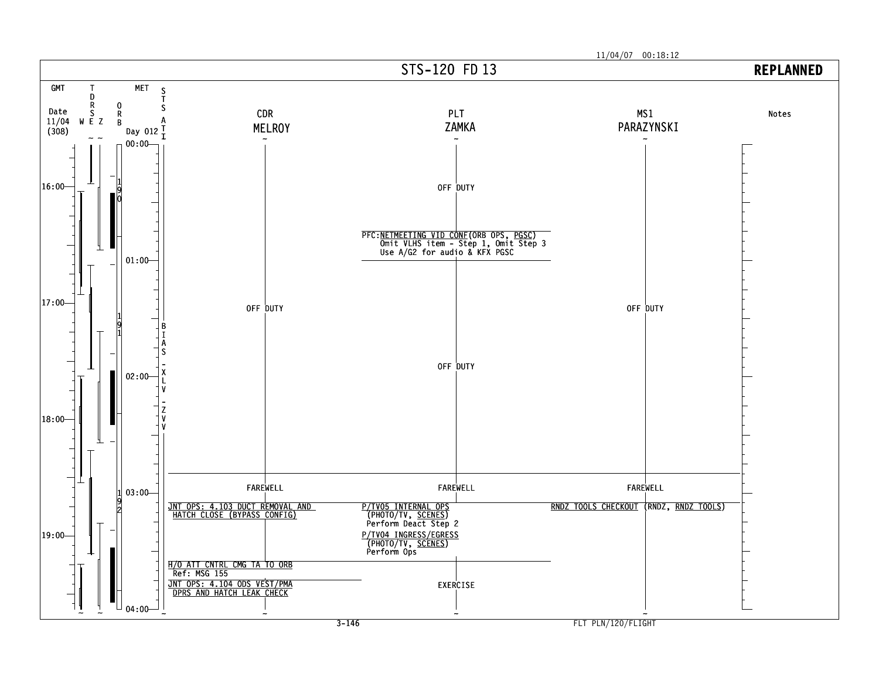11/04/07 00:18:12

# STS-120 FD 13

**REPLANNED**

GMT Date 11/04 (308) | TDRS W E Z | ORB | MET Day 012 | STS ATI

ORB: 190, 191, 192

STS ATI: BIAS -XLV -ZVV

| GMT | MET | CDR MELROY | PLT ZAMKA | MS1 PARAZYNSKI |
|---|---|---|---|---|
| 15:40 | 00:00 | OFF DUTY | OFF DUTY | OFF DUTY |
| 16:30 | 00:50 | | PFC: NETMEETING VID CONF (ORB OPS, PGSC) Omit VLHS item - Step 1, Omit Step 3 Use A/G2 for audio & KFX PGSC | |
| 16:40 | 01:00 | OFF DUTY | OFF DUTY | OFF DUTY |
| 18:30 | 02:50 | FAREWELL | FAREWELL | FAREWELL |
| 18:40 | 03:00 | JNT OPS: 4.103 DUCT REMOVAL AND HATCH CLOSE (BYPASS CONFIG) | P/TV05 INTERNAL OPS (PHOTO/TV, SCENES) Perform Deact Step 2 | RNDZ TOOLS CHECKOUT (RNDZ, RNDZ TOOLS) |
| | | | P/TV04 INGRESS/EGRESS (PHOTO/TV, SCENES) Perform Ops | |
| 19:10 | 03:30 | H/O ATT CNTRL CMG TA TO ORB Ref: MSG 155 | EXERCISE | |
| | | JNT OPS: 4.104 ODS VEST/PMA DPRS AND HATCH LEAK CHECK | | |

Notes

3-146 FLT PLN/120/FLIGHT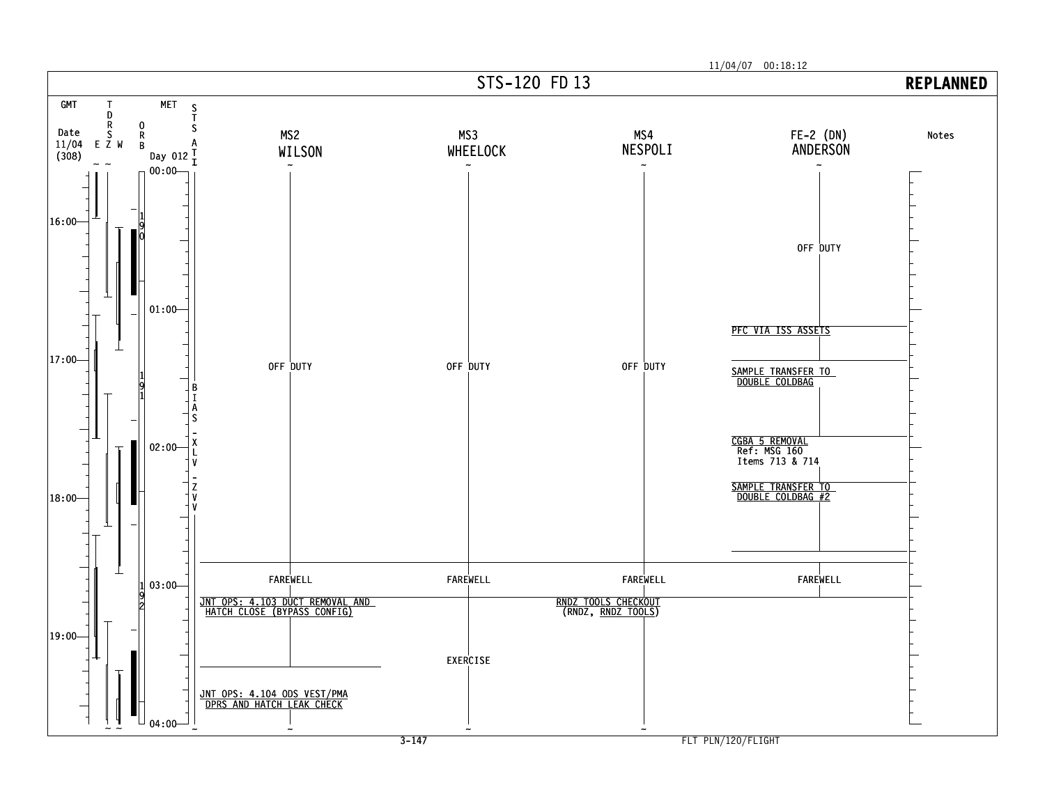11/04/07 00:18:12

# STS-120 FD 13

**REPLANNED**

GMT Date 11/04 (308)

MET Day 012

SSTS ATI: BIAS -XLV -ZVV

| GMT | MET | MS2 WILSON | MS3 WHEELOCK | MS4 NESPOLI | FE-2 (DN) ANDERSON |
|---|---|---|---|---|---|
| 15:42 | 00:00 | OFF DUTY | OFF DUTY | OFF DUTY | OFF DUTY |
| 16:47 | 01:05 | | | | PFC VIA ISS ASSETS |
| 16:57 | 01:15 | | | | SAMPLE TRANSFER TO DOUBLE COLDBAG |
| 17:42 | 02:00 | | | | CGBA 5 REMOVAL Ref: MSG 160 Items 713 & 714 |
| 17:55 | 02:13 | | | | SAMPLE TRANSFER TO DOUBLE COLDBAG #2 |
| 18:37 | 02:55 | FAREWELL | FAREWELL | FAREWELL | FAREWELL |
| 18:47 | 03:05 | JNT OPS: 4.103 DUCT REMOVAL AND HATCH CLOSE (BYPASS CONFIG) | EXERCISE | RNDZ TOOLS CHECKOUT (RNDZ, RNDZ TOOLS) | |
| 19:17 | 03:35 | JNT OPS: 4.104 ODS VEST/PMA DPRS AND HATCH LEAK CHECK | | | |

ORB: 190, 191, 192

Notes

3-147

FLT PLN/120/FLIGHT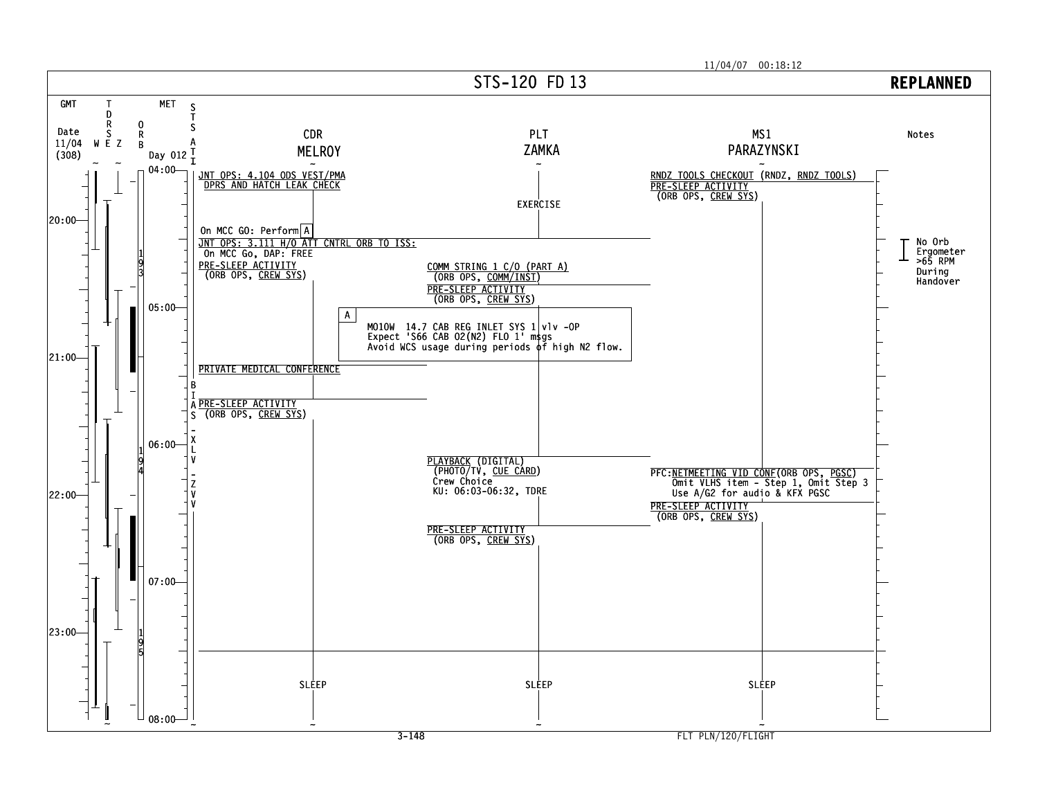11/04/07 00:18:12

# STS-120 FD 13

**REPLANNED**

GMT Date 11/04 (308) | TDRS W E Z | ORB | MET Day 012 | STS ATT

## CDR MELROY

- 04:00 — JNT OPS: 4.104 ODS VEST/PMA DPRS AND HATCH LEAK CHECK
- On MCC GO: Perform [A]
- JNT OPS: 3.111 H/O ATT CNTRL ORB TO ISS:
  - On MCC Go, DAP: FREE
- PRE-SLEEP ACTIVITY (ORB OPS, CREW SYS)
- PRIVATE MEDICAL CONFERENCE
- PRE-SLEEP ACTIVITY (ORB OPS, CREW SYS)
- SLEEP

## PLT ZAMKA

- EXERCISE
- COMM STRING 1 C/O (PART A) (ORB OPS, COMM/INST)
- PRE-SLEEP ACTIVITY (ORB OPS, CREW SYS)
- PLAYBACK (DIGITAL) (PHOTO/TV, CUE CARD)
  - Crew Choice
  - KU: 06:03-06:32, TDRE
- PRE-SLEEP ACTIVITY (ORB OPS, CREW SYS)
- SLEEP

## MS1 PARAZYNSKI

- RNDZ TOOLS CHECKOUT (RNDZ, RNDZ TOOLS)
- PRE-SLEEP ACTIVITY (ORB OPS, CREW SYS)
- PFC:NETMEETING VID CONF(ORB OPS, PGSC)
  - Omit VLHS item - Step 1, Omit Step 3
  - Use A/G2 for audio & KFX PGSC
- PRE-SLEEP ACTIVITY (ORB OPS, CREW SYS)
- SLEEP

## Note A

A
MO10W 14.7 CAB REG INLET SYS 1 vlv -OP
Expect 'S66 CAB O2(N2) FLO 1' msgs
Avoid WCS usage during periods of high N2 flow.

## Notes

No Orb Ergometer >65 RPM During Handover

STS ATT: BIAS -XLV -ZVV

ORB: 193, 194, 195

GMT: 20:00, 21:00, 22:00, 23:00

MET: 04:00, 05:00, 06:00, 07:00, 08:00

FLT PLN/120/FLIGHT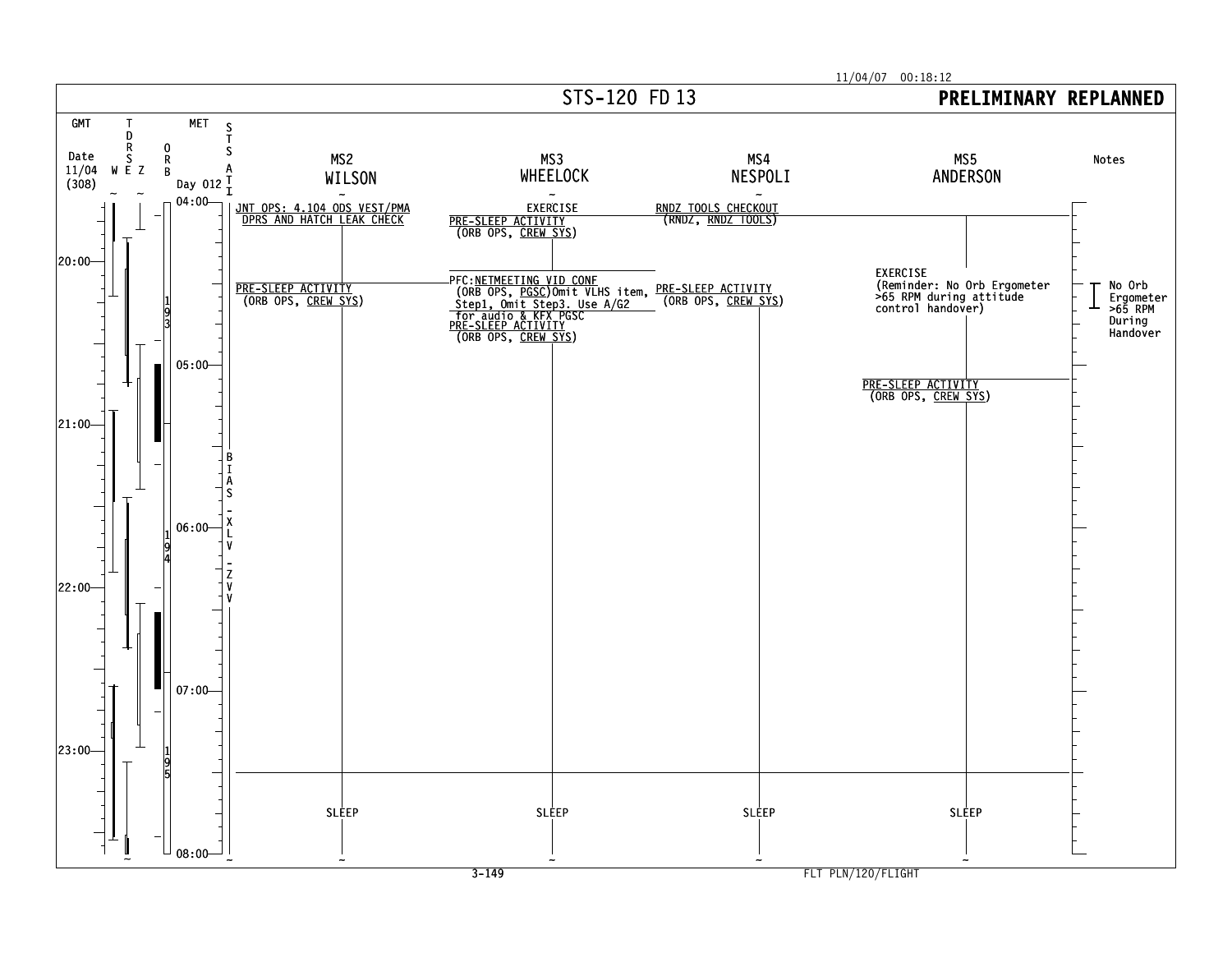11/04/07 00:18:12

# STS-120 FD 13

**PRELIMINARY REPLANNED**

GMT Date 11/04 (308) | TDRS W E Z | ORB | MET Day 012 | STS ATI

| GMT | MET | MS2 WILSON | MS3 WHEELOCK | MS4 NESPOLI | MS5 ANDERSON | Notes |
|---|---|---|---|---|---|---|
| 19:30 | 04:00 | JNT OPS: 4.104 ODS VEST/PMA DPRS AND HATCH LEAK CHECK | EXERCISE | RNDZ TOOLS CHECKOUT (RNDZ, RNDZ TOOLS) | | |
| | | | PRE-SLEEP ACTIVITY (ORB OPS, CREW SYS) | | | |
| 20:00 | | PRE-SLEEP ACTIVITY (ORB OPS, CREW SYS) | PFC:NETMEETING VID CONF (ORB OPS, PGSC)Omit VLHS item, Step1, Omit Step3. Use A/G2 for audio & KFX PGSC | PRE-SLEEP ACTIVITY (ORB OPS, CREW SYS) | EXERCISE (Reminder: No Orb Ergometer >65 RPM during attitude control handover) | No Orb Ergometer >65 RPM During Handover |
| | | | PRE-SLEEP ACTIVITY (ORB OPS, CREW SYS) | | | |
| 20:30 | 05:00 | | | | PRE-SLEEP ACTIVITY (ORB OPS, CREW SYS) | |
| 23:15 | | SLEEP | SLEEP | SLEEP | SLEEP | |

ORB: 193, 194, 195

STS ATI: BIAS -XLV -ZVV

GMT: 20:00, 21:00, 22:00, 23:00

MET: 04:00, 05:00, 06:00, 07:00, 08:00

3-149 FLT PLN/120/FLIGHT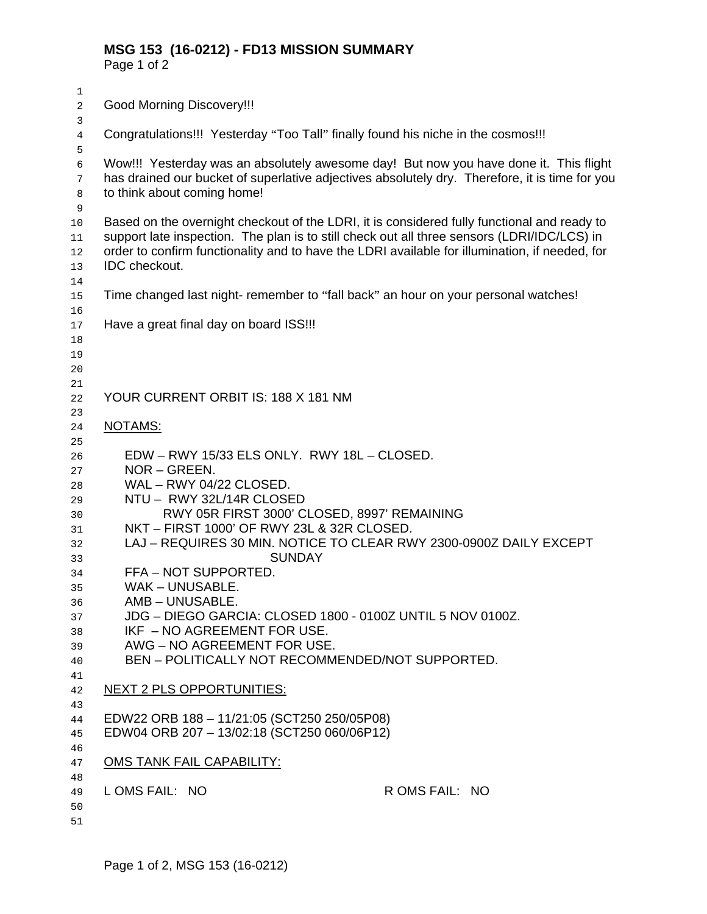# MSG 153 (16-0212) - FD13 MISSION SUMMARY

Good Morning Discovery!!!

Congratulations!!! Yesterday "Too Tall" finally found his niche in the cosmos!!!

Wow!!! Yesterday was an absolutely awesome day! But now you have done it. This flight has drained our bucket of superlative adjectives absolutely dry. Therefore, it is time for you to think about coming home!

Based on the overnight checkout of the LDRI, it is considered fully functional and ready to support late inspection. The plan is to still check out all three sensors (LDRI/IDC/LCS) in order to confirm functionality and to have the LDRI available for illumination, if needed, for IDC checkout.

Time changed last night- remember to "fall back" an hour on your personal watches!

Have a great final day on board ISS!!!

YOUR CURRENT ORBIT IS: 188 X 181 NM

NOTAMS:

- EDW – RWY 15/33 ELS ONLY. RWY 18L – CLOSED.
- NOR – GREEN.
- WAL – RWY 04/22 CLOSED.
- NTU – RWY 32L/14R CLOSED
  RWY 05R FIRST 3000' CLOSED, 8997' REMAINING
- NKT – FIRST 1000' OF RWY 23L & 32R CLOSED.
- LAJ – REQUIRES 30 MIN. NOTICE TO CLEAR RWY 2300-0900Z DAILY EXCEPT SUNDAY
- FFA – NOT SUPPORTED.
- WAK – UNUSABLE.
- AMB – UNUSABLE.
- JDG – DIEGO GARCIA: CLOSED 1800 - 0100Z UNTIL 5 NOV 0100Z.
- IKF – NO AGREEMENT FOR USE.
- AWG – NO AGREEMENT FOR USE.
- BEN – POLITICALLY NOT RECOMMENDED/NOT SUPPORTED.

NEXT 2 PLS OPPORTUNITIES:

EDW22 ORB 188 – 11/21:05 (SCT250 250/05P08)
EDW04 ORB 207 – 13/02:18 (SCT250 060/06P12)

OMS TANK FAIL CAPABILITY:

L OMS FAIL: NO R OMS FAIL: NO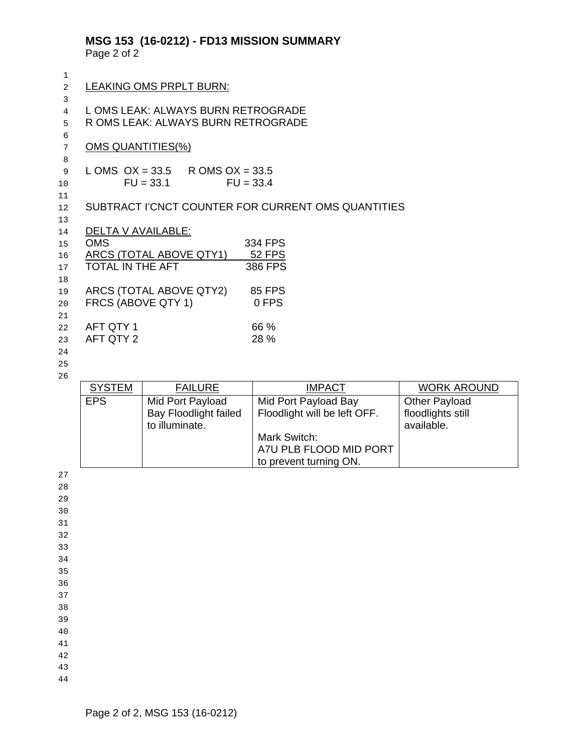## MSG 153 (16-0212) - FD13 MISSION SUMMARY

Page 2 of 2

LEAKING OMS PRPLT BURN:

L OMS LEAK: ALWAYS BURN RETROGRADE
R OMS LEAK: ALWAYS BURN RETROGRADE

OMS QUANTITIES(%)

| L OMS | | R OMS | |
|---|---|---|---|
| OX = 33.5 | | OX = 33.5 | |
| FU = 33.1 | | FU = 33.4 | |

SUBTRACT I'CNCT COUNTER FOR CURRENT OMS QUANTITIES

DELTA V AVAILABLE:

| | |
|---|---|
| OMS | 334 FPS |
| ARCS (TOTAL ABOVE QTY1) | 52 FPS |
| TOTAL IN THE AFT | 386 FPS |
| | |
| ARCS (TOTAL ABOVE QTY2) | 85 FPS |
| FRCS (ABOVE QTY 1) | 0 FPS |
| | |
| AFT QTY 1 | 66 % |
| AFT QTY 2 | 28 % |

| SYSTEM | FAILURE | IMPACT | WORK AROUND |
|---|---|---|---|
| EPS | Mid Port Payload Bay Floodlight failed to illuminate. | Mid Port Payload Bay Floodlight will be left OFF.<br><br>Mark Switch: A7U PLB FLOOD MID PORT to prevent turning ON. | Other Payload floodlights still available. |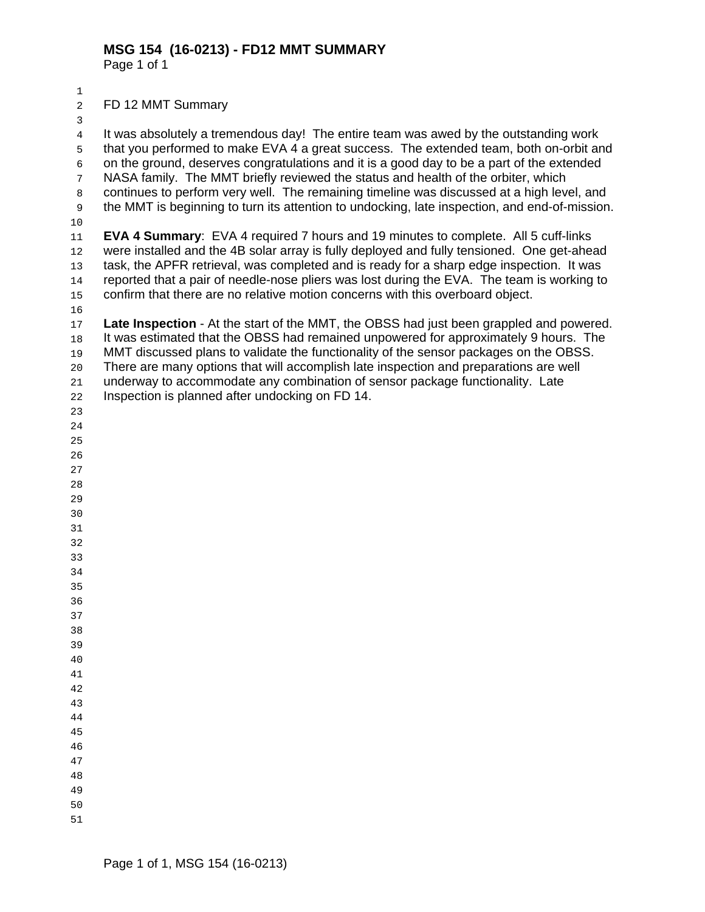# MSG 154 (16-0213) - FD12 MMT SUMMARY

FD 12 MMT Summary

It was absolutely a tremendous day! The entire team was awed by the outstanding work that you performed to make EVA 4 a great success. The extended team, both on-orbit and on the ground, deserves congratulations and it is a good day to be a part of the extended NASA family. The MMT briefly reviewed the status and health of the orbiter, which continues to perform very well. The remaining timeline was discussed at a high level, and the MMT is beginning to turn its attention to undocking, late inspection, and end-of-mission.

**EVA 4 Summary**: EVA 4 required 7 hours and 19 minutes to complete. All 5 cuff-links were installed and the 4B solar array is fully deployed and fully tensioned. One get-ahead task, the APFR retrieval, was completed and is ready for a sharp edge inspection. It was reported that a pair of needle-nose pliers was lost during the EVA. The team is working to confirm that there are no relative motion concerns with this overboard object.

**Late Inspection** - At the start of the MMT, the OBSS had just been grappled and powered. It was estimated that the OBSS had remained unpowered for approximately 9 hours. The MMT discussed plans to validate the functionality of the sensor packages on the OBSS. There are many options that will accomplish late inspection and preparations are well underway to accommodate any combination of sensor package functionality. Late Inspection is planned after undocking on FD 14.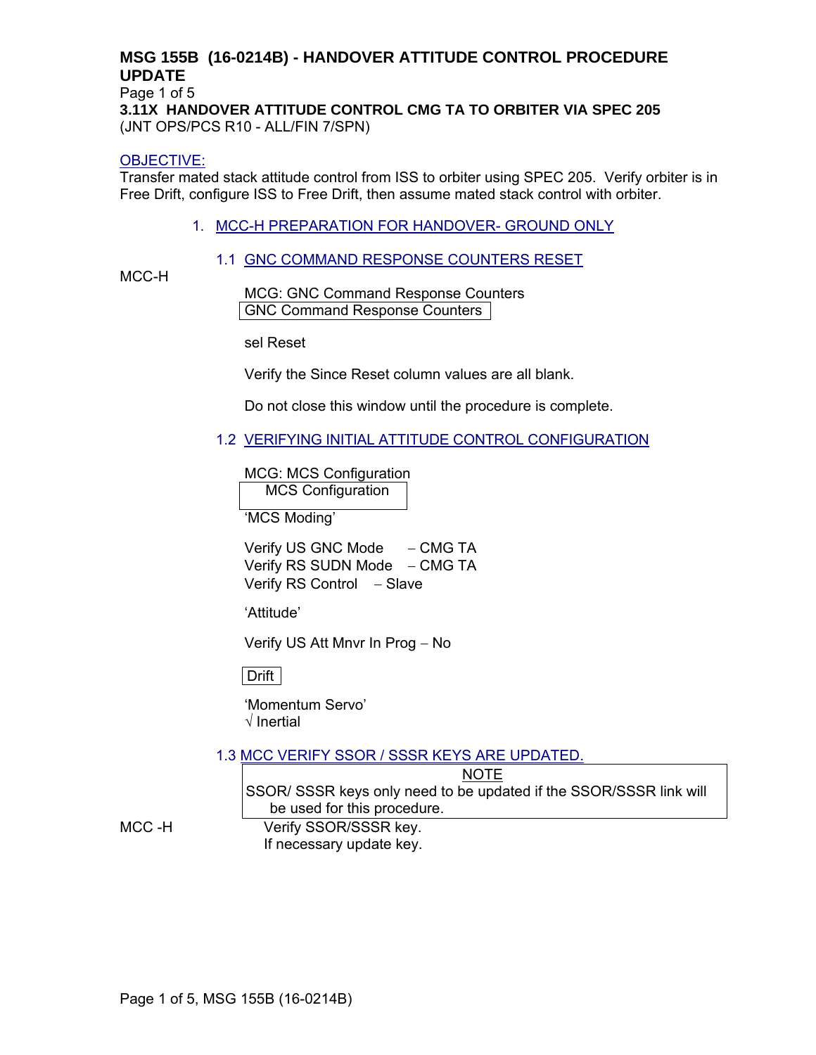# MSG 155B (16-0214B) - HANDOVER ATTITUDE CONTROL PROCEDURE UPDATE

Page 1 of 5

**3.11X HANDOVER ATTITUDE CONTROL CMG TA TO ORBITER VIA SPEC 205**

(JNT OPS/PCS R10 - ALL/FIN 7/SPN)

OBJECTIVE:

Transfer mated stack attitude control from ISS to orbiter using SPEC 205. Verify orbiter is in Free Drift, configure ISS to Free Drift, then assume mated stack control with orbiter.

1. MCC-H PREPARATION FOR HANDOVER- GROUND ONLY

   1.1 GNC COMMAND RESPONSE COUNTERS RESET

MCC-H

MCG: GNC Command Response Counters

| GNC Command Response Counters |
|---|

sel Reset

Verify the Since Reset column values are all blank.

Do not close this window until the procedure is complete.

   1.2 VERIFYING INITIAL ATTITUDE CONTROL CONFIGURATION

MCG: MCS Configuration

| MCS Configuration |
|---|

'MCS Moding'

Verify US GNC Mode – CMG TA
Verify RS SUDN Mode – CMG TA
Verify RS Control – Slave

'Attitude'

Verify US Att Mnvr In Prog – No

| Drift |
|---|

'Momentum Servo'
√ Inertial

   1.3 MCC VERIFY SSOR / SSSR KEYS ARE UPDATED.

| NOTE |
|---|
| SSOR/ SSSR keys only need to be updated if the SSOR/SSSR link will be used for this procedure. |

MCC -H

Verify SSOR/SSSR key.
If necessary update key.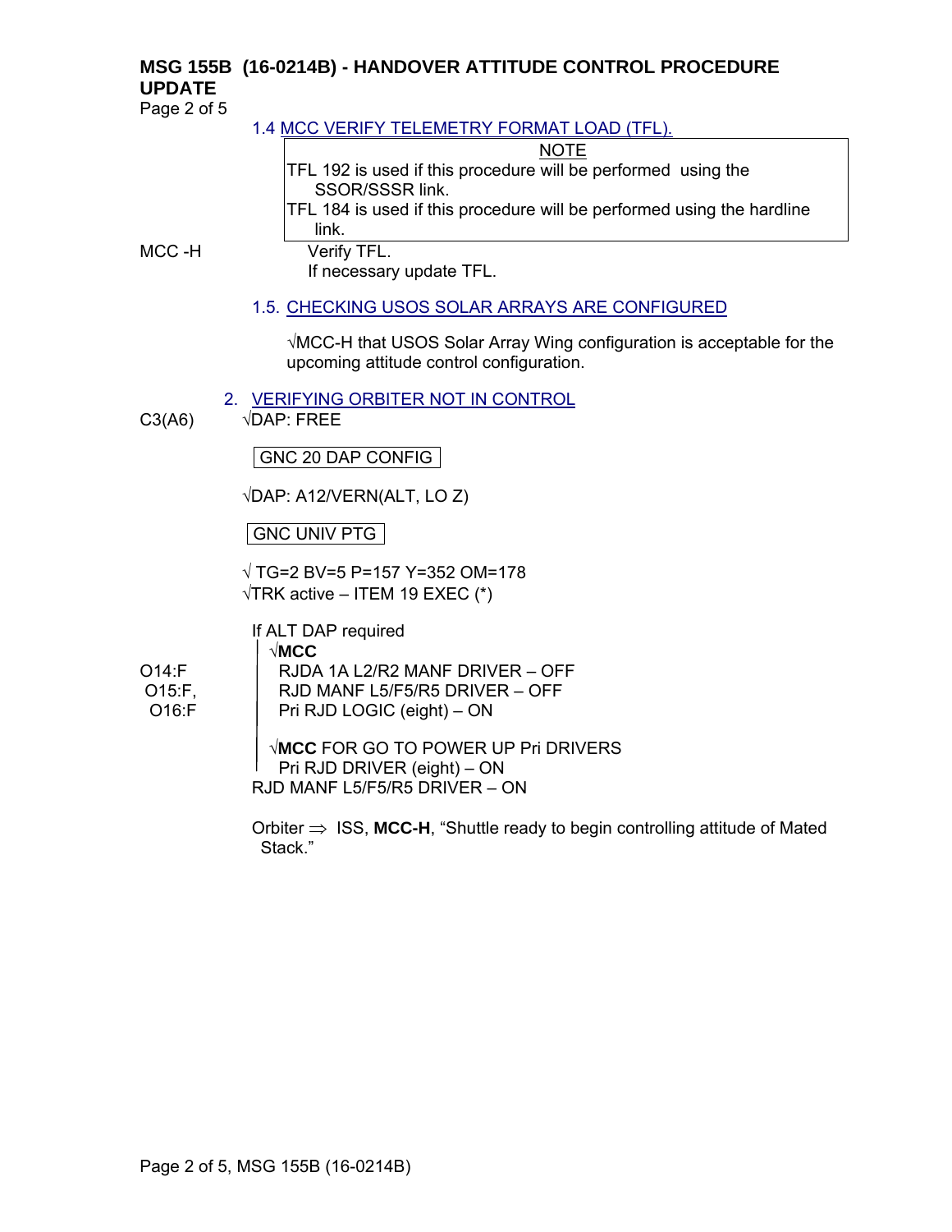## MSG 155B (16-0214B) - HANDOVER ATTITUDE CONTROL PROCEDURE UPDATE

### 1.4 MCC VERIFY TELEMETRY FORMAT LOAD (TFL).

> NOTE
>
> TFL 192 is used if this procedure will be performed using the SSOR/SSSR link.
>
> TFL 184 is used if this procedure will be performed using the hardline link.

MCC -H

Verify TFL.
If necessary update TFL.

### 1.5. CHECKING USOS SOLAR ARRAYS ARE CONFIGURED

√MCC-H that USOS Solar Array Wing configuration is acceptable for the upcoming attitude control configuration.

### 2. VERIFYING ORBITER NOT IN CONTROL

C3(A6)

√DAP: FREE

GNC 20 DAP CONFIG

√DAP: A12/VERN(ALT, LO Z)

GNC UNIV PTG

√ TG=2 BV=5 P=157 Y=352 OM=178
√TRK active – ITEM 19 EXEC (*)

If ALT DAP required

√**MCC**

O14:F
O15:F,
O16:F

RJDA 1A L2/R2 MANF DRIVER – OFF
RJD MANF L5/F5/R5 DRIVER – OFF
Pri RJD LOGIC (eight) – ON

√**MCC** FOR GO TO POWER UP Pri DRIVERS
Pri RJD DRIVER (eight) – ON

RJD MANF L5/F5/R5 DRIVER – ON

Orbiter ⇒ ISS, **MCC-H**, “Shuttle ready to begin controlling attitude of Mated Stack.”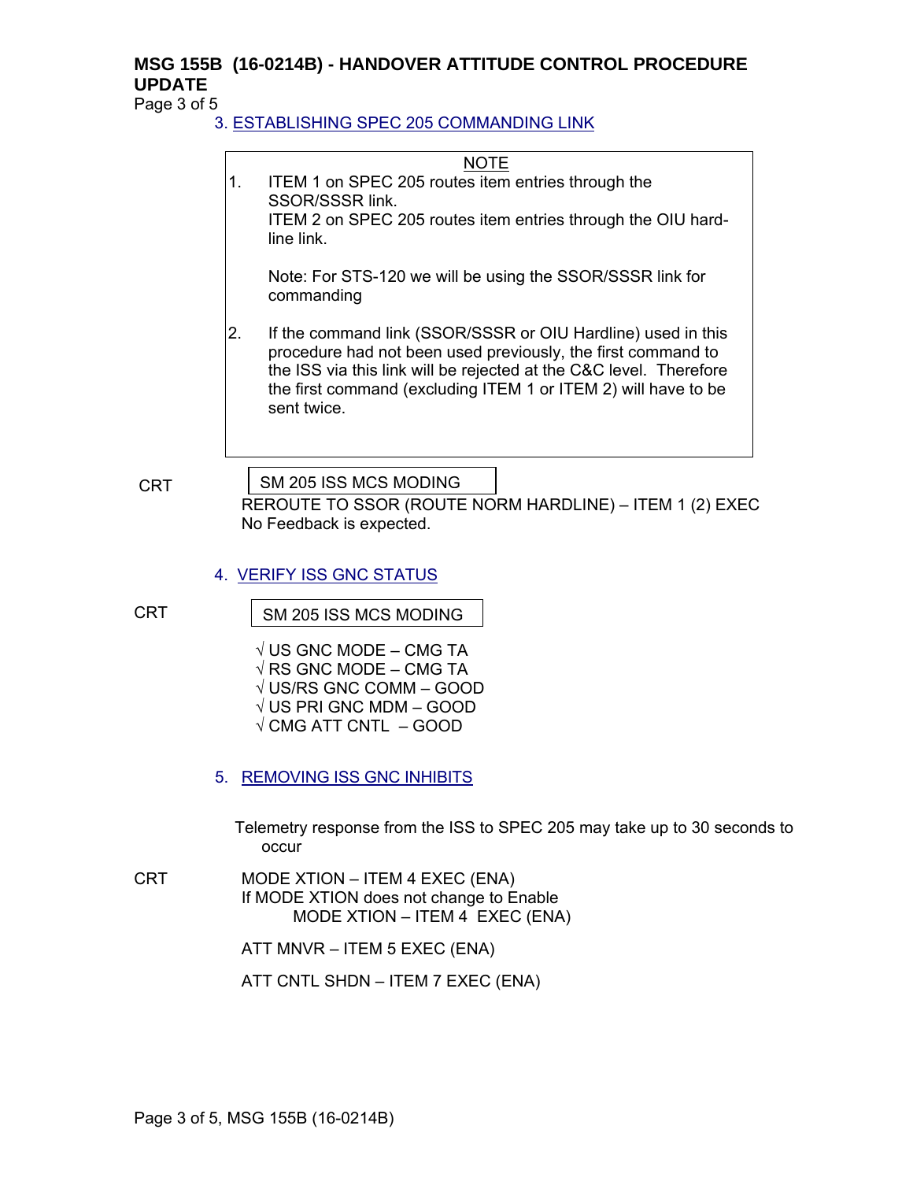**MSG 155B (16-0214B) - HANDOVER ATTITUDE CONTROL PROCEDURE UPDATE**

3. ESTABLISHING SPEC 205 COMMANDING LINK

> NOTE
>
> 1. ITEM 1 on SPEC 205 routes item entries through the SSOR/SSSR link.
>    ITEM 2 on SPEC 205 routes item entries through the OIU hard-line link.
>
>    Note: For STS-120 we will be using the SSOR/SSSR link for commanding
>
> 2. If the command link (SSOR/SSSR or OIU Hardline) used in this procedure had not been used previously, the first command to the ISS via this link will be rejected at the C&C level. Therefore the first command (excluding ITEM 1 or ITEM 2) will have to be sent twice.

CRT

SM 205 ISS MCS MODING

REROUTE TO SSOR (ROUTE NORM HARDLINE) – ITEM 1 (2) EXEC
No Feedback is expected.

4. VERIFY ISS GNC STATUS

CRT

SM 205 ISS MCS MODING

√ US GNC MODE – CMG TA
√ RS GNC MODE – CMG TA
√ US/RS GNC COMM – GOOD
√ US PRI GNC MDM – GOOD
√ CMG ATT CNTL – GOOD

5. REMOVING ISS GNC INHIBITS

Telemetry response from the ISS to SPEC 205 may take up to 30 seconds to occur

CRT

MODE XTION – ITEM 4 EXEC (ENA)
If MODE XTION does not change to Enable
  MODE XTION – ITEM 4 EXEC (ENA)

ATT MNVR – ITEM 5 EXEC (ENA)

ATT CNTL SHDN – ITEM 7 EXEC (ENA)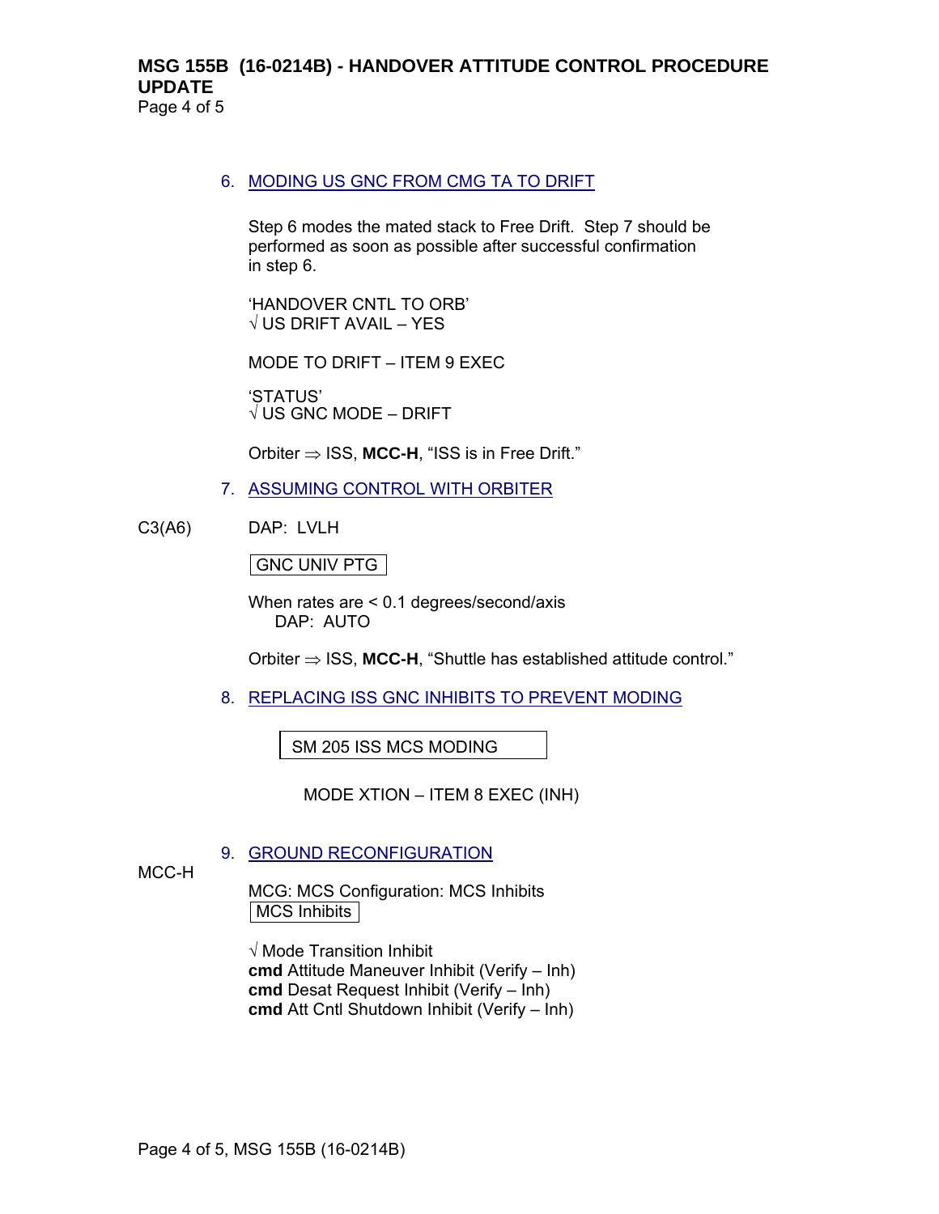6. MODING US GNC FROM CMG TA TO DRIFT

Step 6 modes the mated stack to Free Drift. Step 7 should be performed as soon as possible after successful confirmation in step 6.

'HANDOVER CNTL TO ORB'
√ US DRIFT AVAIL – YES

MODE TO DRIFT – ITEM 9 EXEC

'STATUS'
√ US GNC MODE – DRIFT

Orbiter ⇒ ISS, **MCC-H**, "ISS is in Free Drift."

7. ASSUMING CONTROL WITH ORBITER

C3(A6) DAP: LVLH

| GNC UNIV PTG |
|---|

When rates are < 0.1 degrees/second/axis
DAP: AUTO

Orbiter ⇒ ISS, **MCC-H**, "Shuttle has established attitude control."

8. REPLACING ISS GNC INHIBITS TO PREVENT MODING

| SM 205 ISS MCS MODING |
|---|

MODE XTION – ITEM 8 EXEC (INH)

9. GROUND RECONFIGURATION

MCC-H

MCG: MCS Configuration: MCS Inhibits

| MCS Inhibits |
|---|

√ Mode Transition Inhibit
**cmd** Attitude Maneuver Inhibit (Verify – Inh)
**cmd** Desat Request Inhibit (Verify – Inh)
**cmd** Att Cntl Shutdown Inhibit (Verify – Inh)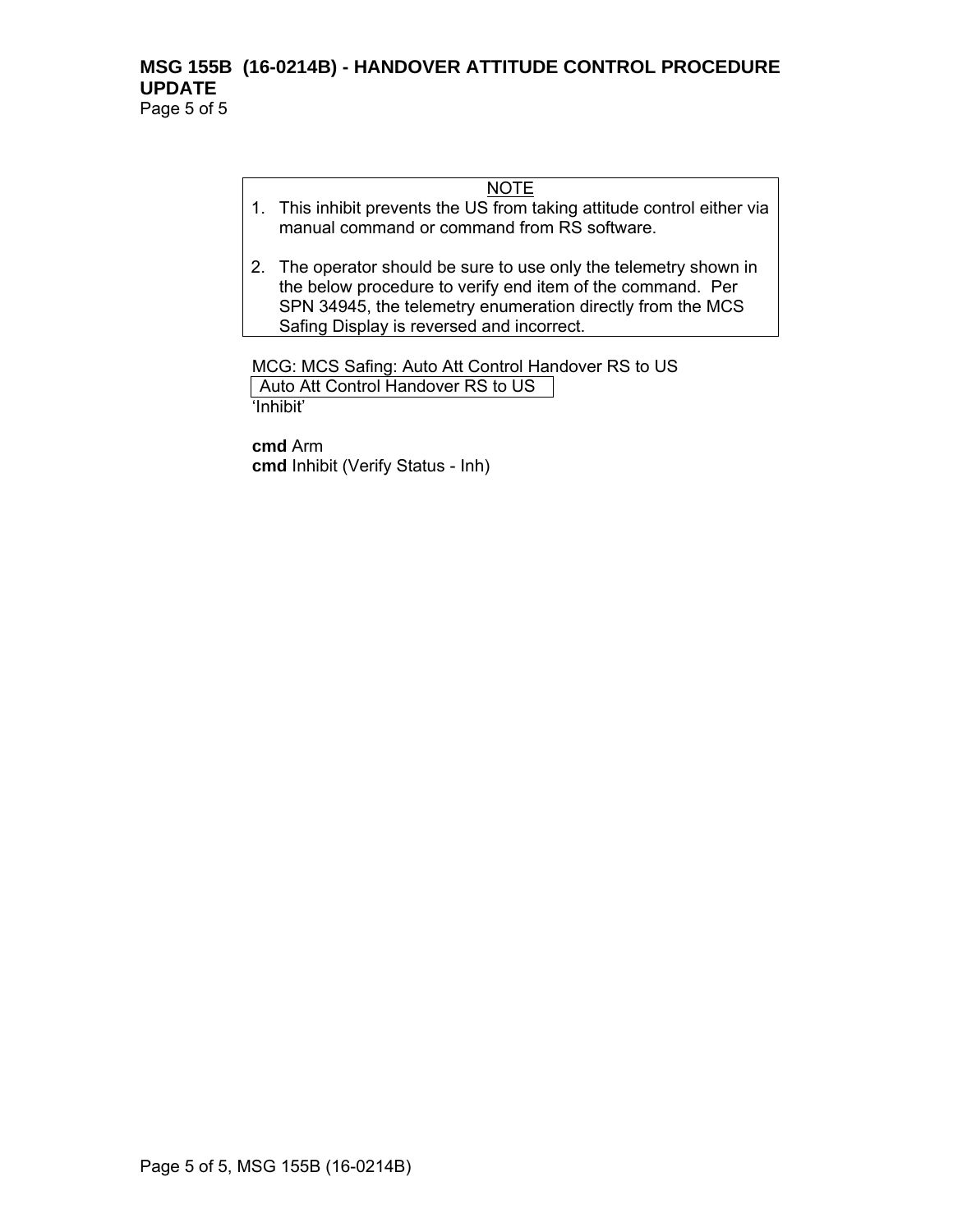NOTE

1. This inhibit prevents the US from taking attitude control either via manual command or command from RS software.

2. The operator should be sure to use only the telemetry shown in the below procedure to verify end item of the command. Per SPN 34945, the telemetry enumeration directly from the MCS Safing Display is reversed and incorrect.

MCG: MCS Safing: Auto Att Control Handover RS to US

| Auto Att Control Handover RS to US |
|---|

‘Inhibit’

**cmd** Arm
**cmd** Inhibit (Verify Status - Inh)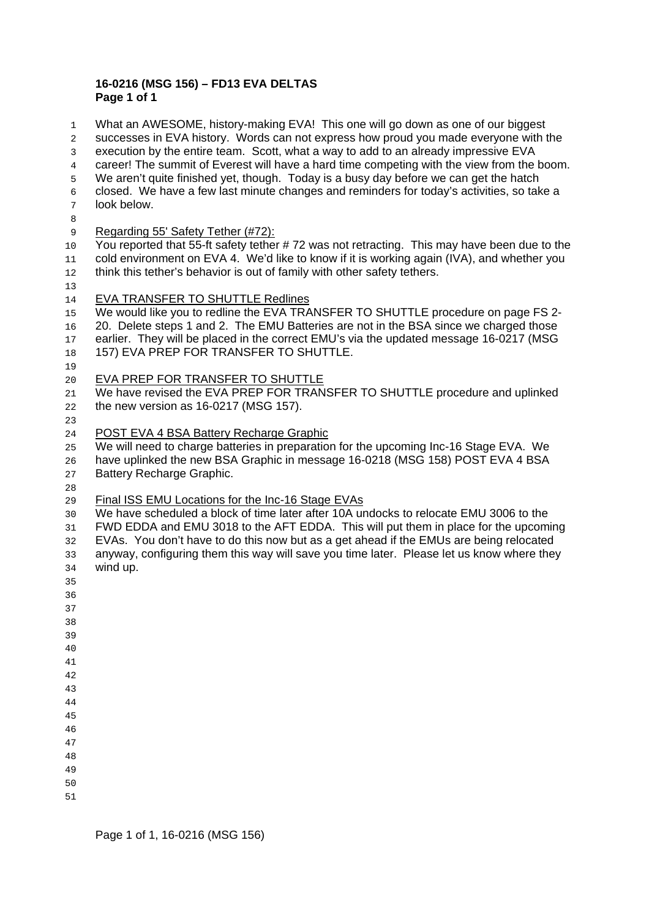**16-0216 (MSG 156) – FD13 EVA DELTAS**
**Page 1 of 1**

What an AWESOME, history-making EVA! This one will go down as one of our biggest successes in EVA history. Words can not express how proud you made everyone with the execution by the entire team. Scott, what a way to add to an already impressive EVA career! The summit of Everest will have a hard time competing with the view from the boom. We aren't quite finished yet, though. Today is a busy day before we can get the hatch closed. We have a few last minute changes and reminders for today's activities, so take a look below.

Regarding 55' Safety Tether (#72):
You reported that 55-ft safety tether # 72 was not retracting. This may have been due to the cold environment on EVA 4. We'd like to know if it is working again (IVA), and whether you think this tether's behavior is out of family with other safety tethers.

EVA TRANSFER TO SHUTTLE Redlines
We would like you to redline the EVA TRANSFER TO SHUTTLE procedure on page FS 2-20. Delete steps 1 and 2. The EMU Batteries are not in the BSA since we charged those earlier. They will be placed in the correct EMU's via the updated message 16-0217 (MSG 157) EVA PREP FOR TRANSFER TO SHUTTLE.

EVA PREP FOR TRANSFER TO SHUTTLE
We have revised the EVA PREP FOR TRANSFER TO SHUTTLE procedure and uplinked the new version as 16-0217 (MSG 157).

POST EVA 4 BSA Battery Recharge Graphic
We will need to charge batteries in preparation for the upcoming Inc-16 Stage EVA. We have uplinked the new BSA Graphic in message 16-0218 (MSG 158) POST EVA 4 BSA Battery Recharge Graphic.

Final ISS EMU Locations for the Inc-16 Stage EVAs
We have scheduled a block of time later after 10A undocks to relocate EMU 3006 to the FWD EDDA and EMU 3018 to the AFT EDDA. This will put them in place for the upcoming EVAs. You don't have to do this now but as a get ahead if the EMUs are being relocated anyway, configuring them this way will save you time later. Please let us know where they wind up.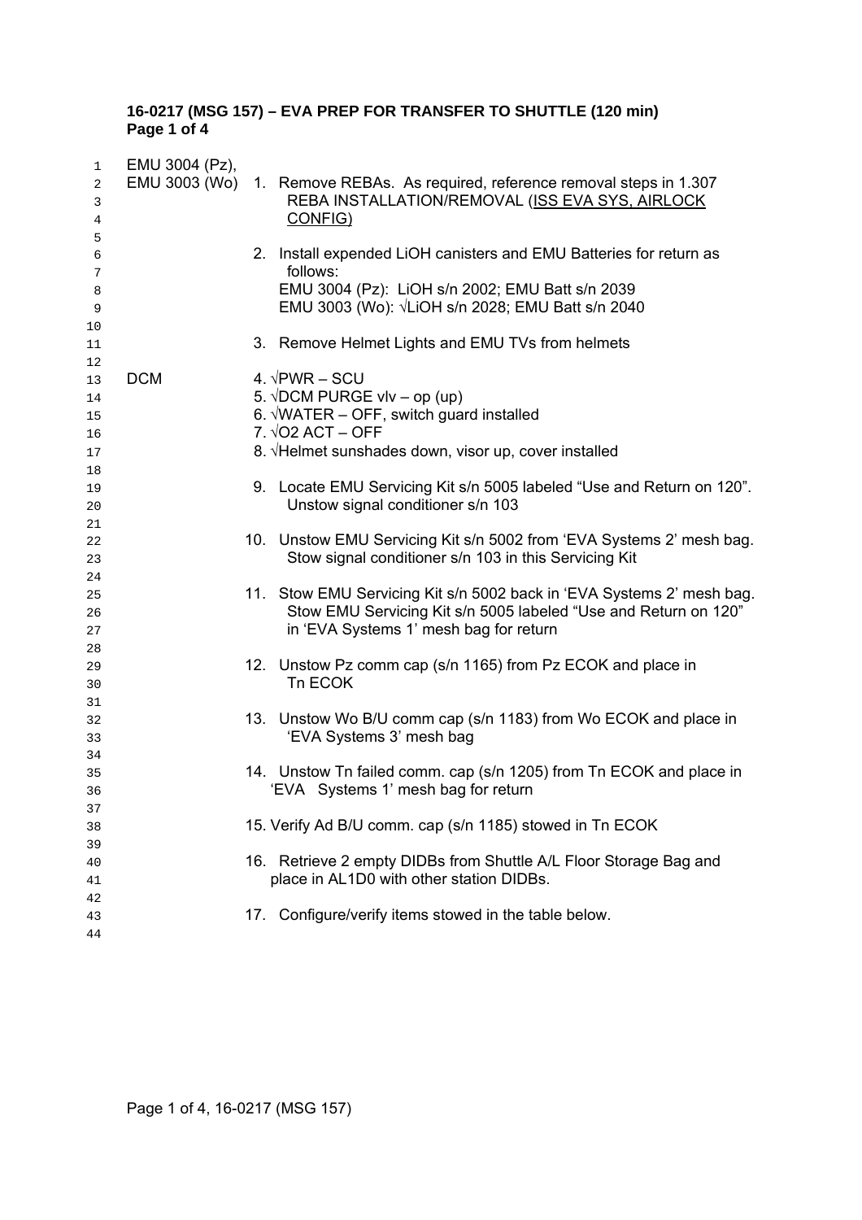**16-0217 (MSG 157) – EVA PREP FOR TRANSFER TO SHUTTLE (120 min)**
**Page 1 of 4**

EMU 3004 (Pz),
EMU 3003 (Wo)

1. Remove REBAs. As required, reference removal steps in 1.307 REBA INSTALLATION/REMOVAL (ISS EVA SYS, AIRLOCK CONFIG)

2. Install expended LiOH canisters and EMU Batteries for return as follows:
   EMU 3004 (Pz): LiOH s/n 2002; EMU Batt s/n 2039
   EMU 3003 (Wo): √LiOH s/n 2028; EMU Batt s/n 2040

3. Remove Helmet Lights and EMU TVs from helmets

DCM

4. √PWR – SCU
5. √DCM PURGE vlv – op (up)
6. √WATER – OFF, switch guard installed
7. √O2 ACT – OFF
8. √Helmet sunshades down, visor up, cover installed

9. Locate EMU Servicing Kit s/n 5005 labeled “Use and Return on 120”. Unstow signal conditioner s/n 103

10. Unstow EMU Servicing Kit s/n 5002 from ‘EVA Systems 2’ mesh bag. Stow signal conditioner s/n 103 in this Servicing Kit

11. Stow EMU Servicing Kit s/n 5002 back in ‘EVA Systems 2’ mesh bag. Stow EMU Servicing Kit s/n 5005 labeled “Use and Return on 120” in ‘EVA Systems 1’ mesh bag for return

12. Unstow Pz comm cap (s/n 1165) from Pz ECOK and place in Tn ECOK

13. Unstow Wo B/U comm cap (s/n 1183) from Wo ECOK and place in ‘EVA Systems 3’ mesh bag

14. Unstow Tn failed comm. cap (s/n 1205) from Tn ECOK and place in ‘EVA Systems 1’ mesh bag for return

15. Verify Ad B/U comm. cap (s/n 1185) stowed in Tn ECOK

16. Retrieve 2 empty DIDBs from Shuttle A/L Floor Storage Bag and place in AL1D0 with other station DIDBs.

17. Configure/verify items stowed in the table below.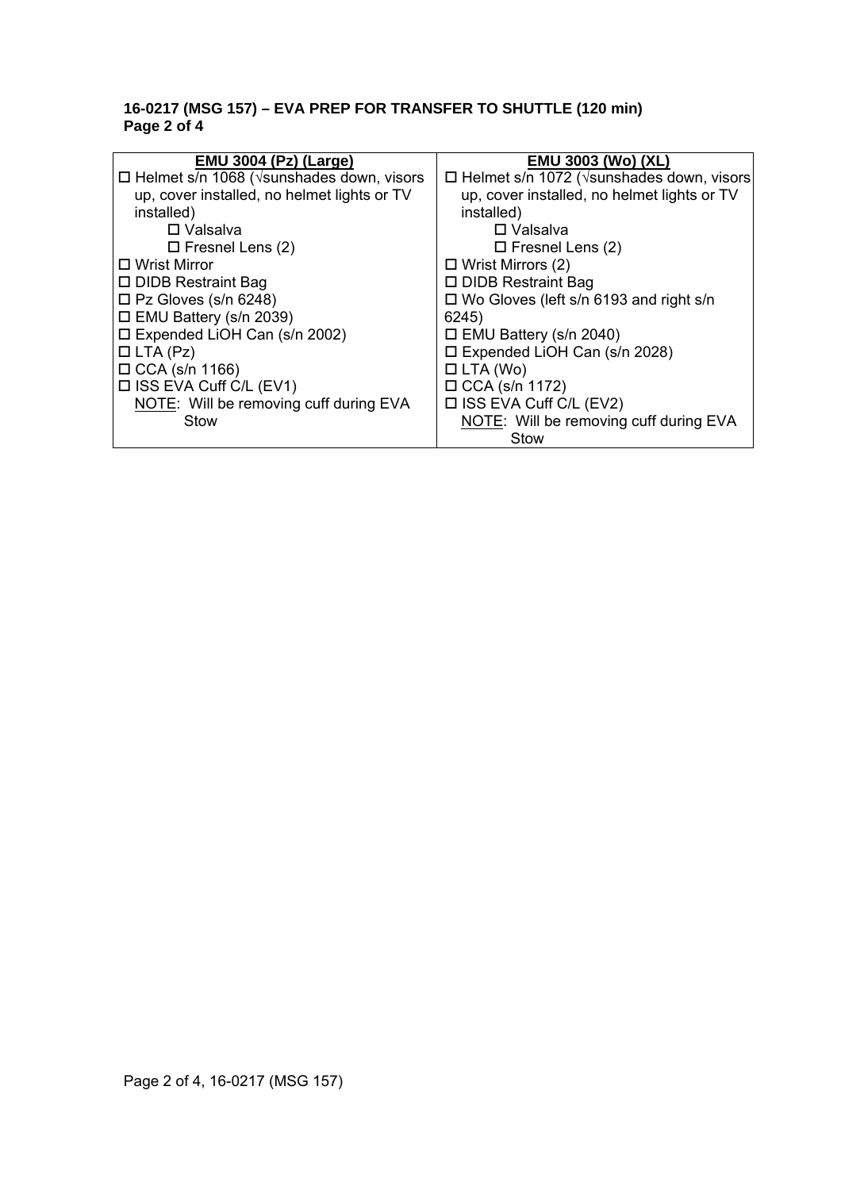**16-0217 (MSG 157) – EVA PREP FOR TRANSFER TO SHUTTLE (120 min)**
**Page 2 of 4**

| EMU 3004 (Pz) (Large) | EMU 3003 (Wo) (XL) |
|---|---|
| ☐ Helmet s/n 1068 (√sunshades down, visors up, cover installed, no helmet lights or TV installed)<br>☐ Valsalva<br>☐ Fresnel Lens (2)<br>☐ Wrist Mirror<br>☐ DIDB Restraint Bag<br>☐ Pz Gloves (s/n 6248)<br>☐ EMU Battery (s/n 2039)<br>☐ Expended LiOH Can (s/n 2002)<br>☐ LTA (Pz)<br>☐ CCA (s/n 1166)<br>☐ ISS EVA Cuff C/L (EV1)<br>NOTE: Will be removing cuff during EVA Stow | ☐ Helmet s/n 1072 (√sunshades down, visors up, cover installed, no helmet lights or TV installed)<br>☐ Valsalva<br>☐ Fresnel Lens (2)<br>☐ Wrist Mirrors (2)<br>☐ DIDB Restraint Bag<br>☐ Wo Gloves (left s/n 6193 and right s/n 6245)<br>☐ EMU Battery (s/n 2040)<br>☐ Expended LiOH Can (s/n 2028)<br>☐ LTA (Wo)<br>☐ CCA (s/n 1172)<br>☐ ISS EVA Cuff C/L (EV2)<br>NOTE: Will be removing cuff during EVA Stow |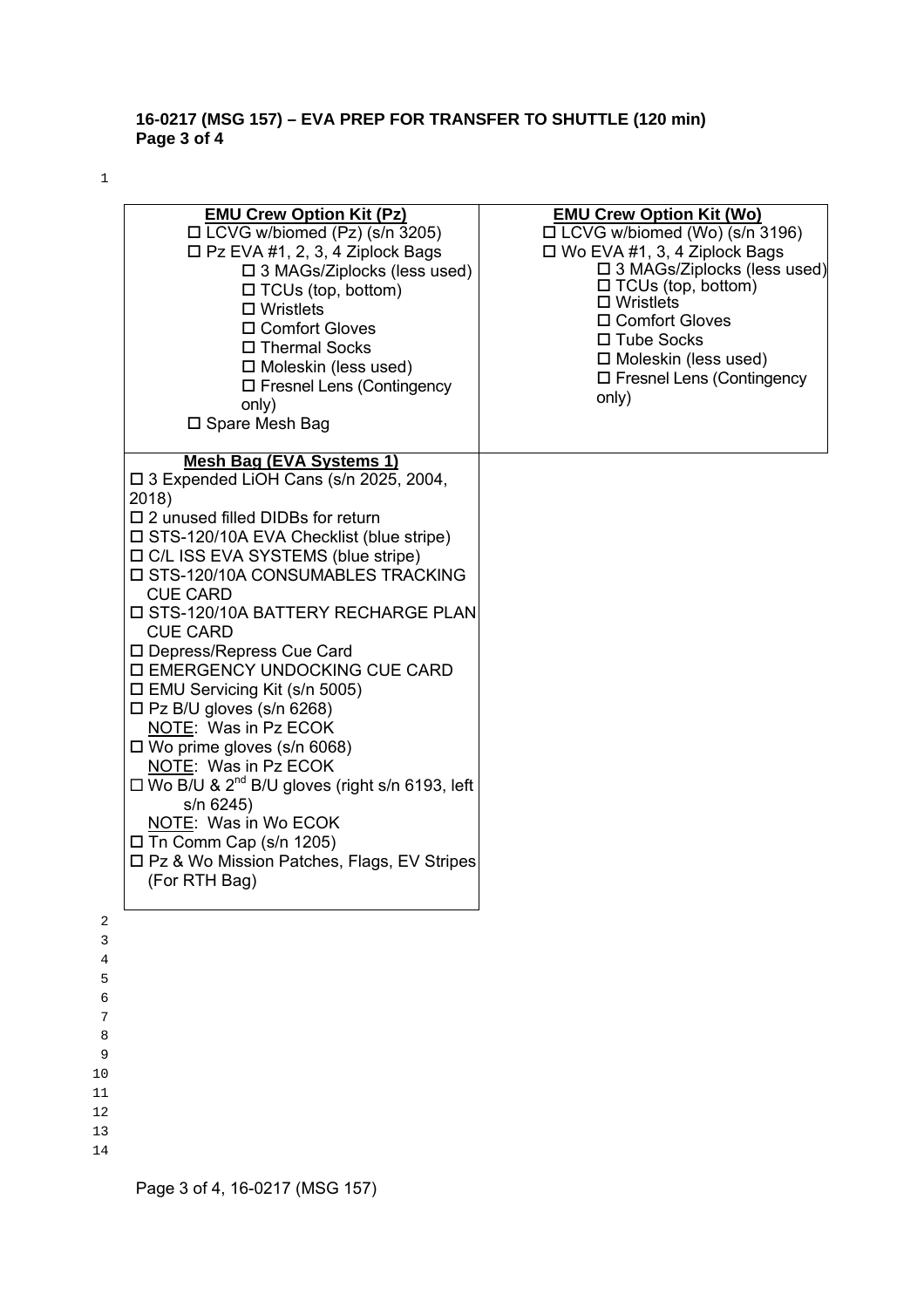**16-0217 (MSG 157) – EVA PREP FOR TRANSFER TO SHUTTLE (120 min)**

| **EMU Crew Option Kit (Pz)** | **EMU Crew Option Kit (Wo)** |
|---|---|
| ☐ LCVG w/biomed (Pz) (s/n 3205)<br>☐ Pz EVA #1, 2, 3, 4 Ziplock Bags<br>&nbsp;&nbsp;&nbsp;&nbsp;☐ 3 MAGs/Ziplocks (less used)<br>&nbsp;&nbsp;&nbsp;&nbsp;☐ TCUs (top, bottom)<br>&nbsp;&nbsp;&nbsp;&nbsp;☐ Wristlets<br>&nbsp;&nbsp;&nbsp;&nbsp;☐ Comfort Gloves<br>&nbsp;&nbsp;&nbsp;&nbsp;☐ Thermal Socks<br>&nbsp;&nbsp;&nbsp;&nbsp;☐ Moleskin (less used)<br>&nbsp;&nbsp;&nbsp;&nbsp;☐ Fresnel Lens (Contingency only)<br>☐ Spare Mesh Bag | ☐ LCVG w/biomed (Wo) (s/n 3196)<br>☐ Wo EVA #1, 3, 4 Ziplock Bags<br>&nbsp;&nbsp;&nbsp;&nbsp;☐ 3 MAGs/Ziplocks (less used)<br>&nbsp;&nbsp;&nbsp;&nbsp;☐ TCUs (top, bottom)<br>&nbsp;&nbsp;&nbsp;&nbsp;☐ Wristlets<br>&nbsp;&nbsp;&nbsp;&nbsp;☐ Comfort Gloves<br>&nbsp;&nbsp;&nbsp;&nbsp;☐ Tube Socks<br>&nbsp;&nbsp;&nbsp;&nbsp;☐ Moleskin (less used)<br>&nbsp;&nbsp;&nbsp;&nbsp;☐ Fresnel Lens (Contingency only) |
| **Mesh Bag (EVA Systems 1)**<br>☐ 3 Expended LiOH Cans (s/n 2025, 2004, 2018)<br>☐ 2 unused filled DIDBs for return<br>☐ STS-120/10A EVA Checklist (blue stripe)<br>☐ C/L ISS EVA SYSTEMS (blue stripe)<br>☐ STS-120/10A CONSUMABLES TRACKING CUE CARD<br>☐ STS-120/10A BATTERY RECHARGE PLAN CUE CARD<br>☐ Depress/Repress Cue Card<br>☐ EMERGENCY UNDOCKING CUE CARD<br>☐ EMU Servicing Kit (s/n 5005)<br>☐ Pz B/U gloves (s/n 6268)<br>&nbsp;&nbsp;&nbsp;&nbsp;NOTE: Was in Pz ECOK<br>☐ Wo prime gloves (s/n 6068)<br>&nbsp;&nbsp;&nbsp;&nbsp;NOTE: Was in Pz ECOK<br>☐ Wo B/U & 2nd B/U gloves (right s/n 6193, left s/n 6245)<br>&nbsp;&nbsp;&nbsp;&nbsp;NOTE: Was in Wo ECOK<br>☐ Tn Comm Cap (s/n 1205)<br>☐ Pz & Wo Mission Patches, Flags, EV Stripes (For RTH Bag) | |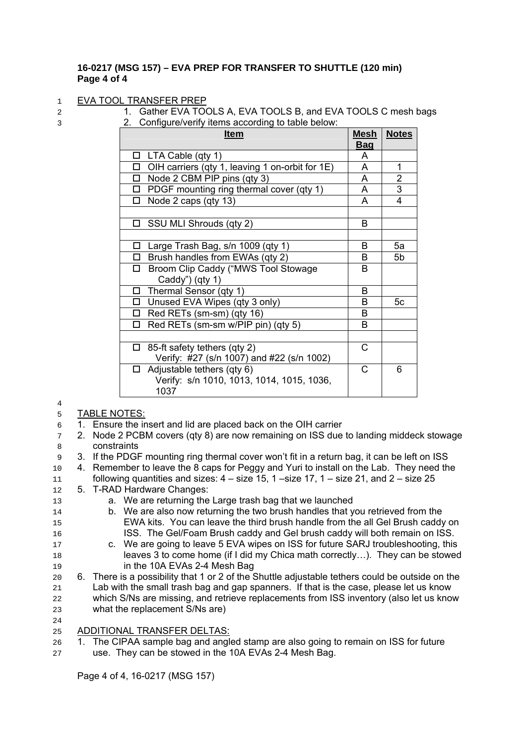**16-0217 (MSG 157) – EVA PREP FOR TRANSFER TO SHUTTLE (120 min)**

EVA TOOL TRANSFER PREP

1. Gather EVA TOOLS A, EVA TOOLS B, and EVA TOOLS C mesh bags
2. Configure/verify items according to table below:

| Item | Mesh Bag | Notes |
|---|---|---|
| ☐ LTA Cable (qty 1) | A | |
| ☐ OIH carriers (qty 1, leaving 1 on-orbit for 1E) | A | 1 |
| ☐ Node 2 CBM PIP pins (qty 3) | A | 2 |
| ☐ PDGF mounting ring thermal cover (qty 1) | A | 3 |
| ☐ Node 2 caps (qty 13) | A | 4 |
| | | |
| ☐ SSU MLI Shrouds (qty 2) | B | |
| | | |
| ☐ Large Trash Bag, s/n 1009 (qty 1) | B | 5a |
| ☐ Brush handles from EWAs (qty 2) | B | 5b |
| ☐ Broom Clip Caddy ("MWS Tool Stowage Caddy") (qty 1) | B | |
| ☐ Thermal Sensor (qty 1) | B | |
| ☐ Unused EVA Wipes (qty 3 only) | B | 5c |
| ☐ Red RETs (sm-sm) (qty 16) | B | |
| ☐ Red RETs (sm-sm w/PIP pin) (qty 5) | B | |
| | | |
| ☐ 85-ft safety tethers (qty 2) Verify: #27 (s/n 1007) and #22 (s/n 1002) | C | |
| ☐ Adjustable tethers (qty 6) Verify: s/n 1010, 1013, 1014, 1015, 1036, 1037 | C | 6 |

TABLE NOTES:

1. Ensure the insert and lid are placed back on the OIH carrier
2. Node 2 PCBM covers (qty 8) are now remaining on ISS due to landing middeck stowage constraints
3. If the PDGF mounting ring thermal cover won't fit in a return bag, it can be left on ISS
4. Remember to leave the 8 caps for Peggy and Yuri to install on the Lab. They need the following quantities and sizes: 4 – size 15, 1 –size 17, 1 – size 21, and 2 – size 25
5. T-RAD Hardware Changes:
   a. We are returning the Large trash bag that we launched
   b. We are also now returning the two brush handles that you retrieved from the EWA kits. You can leave the third brush handle from the all Gel Brush caddy on ISS. The Gel/Foam Brush caddy and Gel brush caddy will both remain on ISS.
   c. We are going to leave 5 EVA wipes on ISS for future SARJ troubleshooting, this leaves 3 to come home (if I did my Chica math correctly…). They can be stowed in the 10A EVAs 2-4 Mesh Bag
6. There is a possibility that 1 or 2 of the Shuttle adjustable tethers could be outside on the Lab with the small trash bag and gap spanners. If that is the case, please let us know which S/Ns are missing, and retrieve replacements from ISS inventory (also let us know what the replacement S/Ns are)

ADDITIONAL TRANSFER DELTAS:

1. The CIPAA sample bag and angled stamp are also going to remain on ISS for future use. They can be stowed in the 10A EVAs 2-4 Mesh Bag.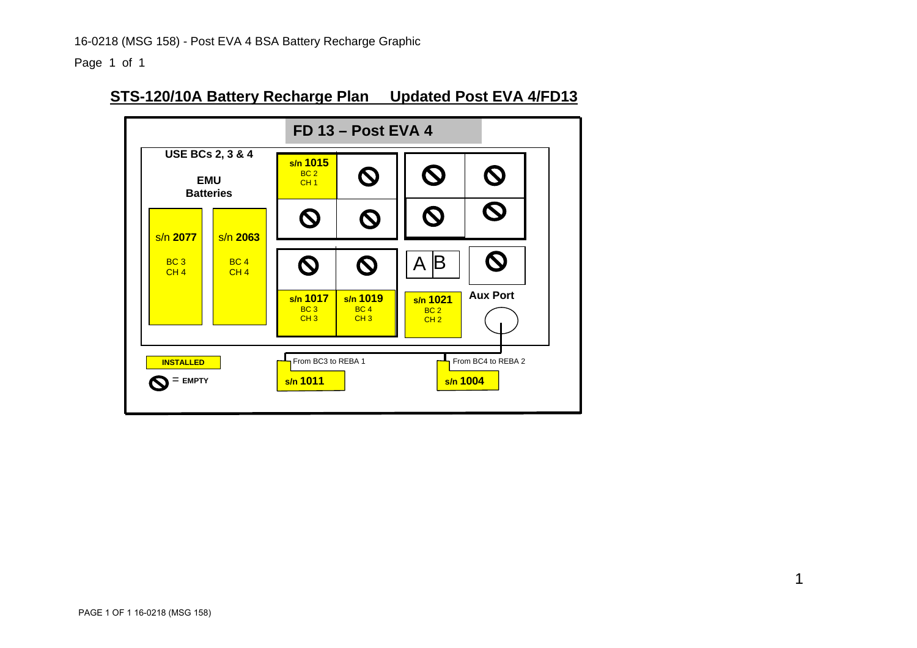16-0218 (MSG 158) - Post EVA 4 BSA Battery Recharge Graphic

## STS-120/10A Battery Recharge Plan    Updated Post EVA 4/FD13

### FD 13 – Post EVA 4

**USE BCs 2, 3 & 4**

**EMU Batteries**

- s/n **2077** — BC 3, CH 4
- s/n **2063** — BC 4, CH 4

Battery charger slots:

- s/n **1015** — BC 2, CH 1
- s/n **1017** — BC 3, CH 3
- s/n **1019** — BC 4, CH 3
- s/n **1021** — BC 2, CH 2
- A | B
- **Aux Port**
- All other slots: EMPTY

REBA:

- From BC3 to REBA 1 — s/n **1011**
- From BC4 to REBA 2 — s/n **1004**

Legend:

- **INSTALLED**
- ⃠ = **EMPTY**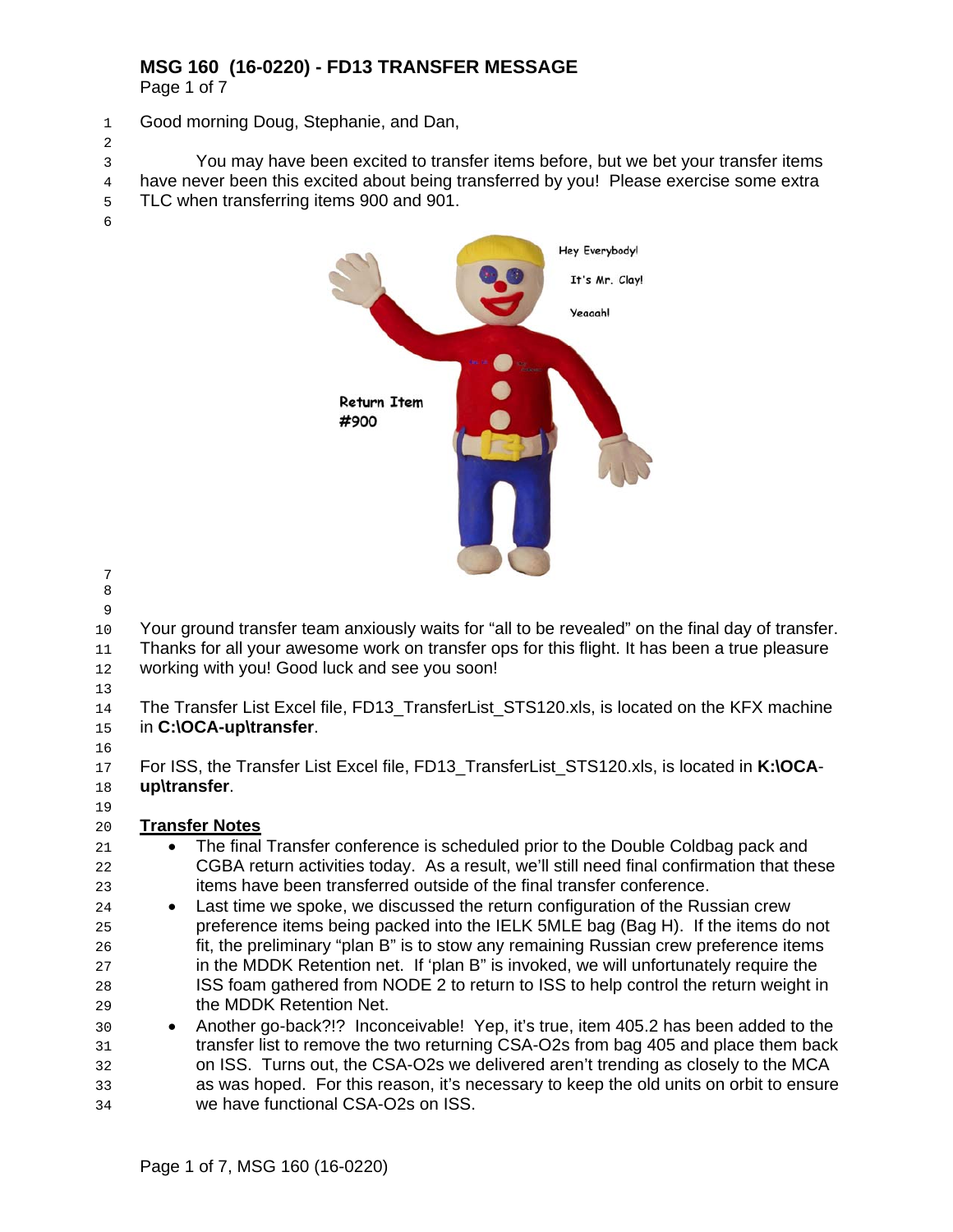# MSG 160 (16-0220) - FD13 TRANSFER MESSAGE

Good morning Doug, Stephanie, and Dan,

You may have been excited to transfer items before, but we bet your transfer items have never been this excited about being transferred by you! Please exercise some extra TLC when transferring items 900 and 901.

Your ground transfer team anxiously waits for "all to be revealed" on the final day of transfer. Thanks for all your awesome work on transfer ops for this flight. It has been a true pleasure working with you! Good luck and see you soon!

The Transfer List Excel file, FD13_TransferList_STS120.xls, is located on the KFX machine in **C:\OCA-up\transfer**.

For ISS, the Transfer List Excel file, FD13_TransferList_STS120.xls, is located in **K:\OCA-up\transfer**.

## <u>Transfer Notes</u>

- The final Transfer conference is scheduled prior to the Double Coldbag pack and CGBA return activities today. As a result, we'll still need final confirmation that these items have been transferred outside of the final transfer conference.
- Last time we spoke, we discussed the return configuration of the Russian crew preference items being packed into the IELK 5MLE bag (Bag H). If the items do not fit, the preliminary "plan B" is to stow any remaining Russian crew preference items in the MDDK Retention net. If 'plan B" is invoked, we will unfortunately require the ISS foam gathered from NODE 2 to return to ISS to help control the return weight in the MDDK Retention Net.
- Another go-back?!? Inconceivable! Yep, it's true, item 405.2 has been added to the transfer list to remove the two returning CSA-O2s from bag 405 and place them back on ISS. Turns out, the CSA-O2s we delivered aren't trending as closely to the MCA as was hoped. For this reason, it's necessary to keep the old units on orbit to ensure we have functional CSA-O2s on ISS.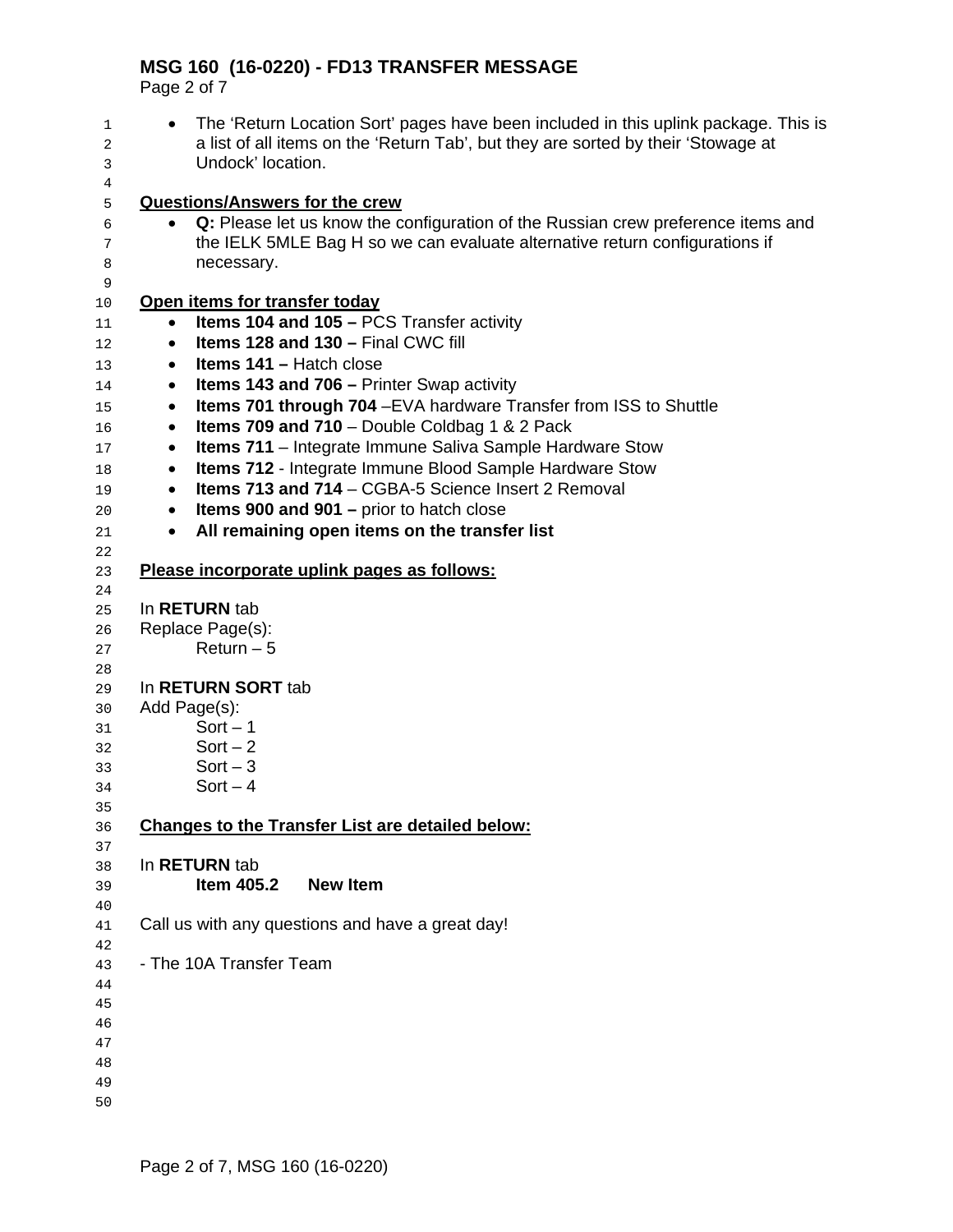- The 'Return Location Sort' pages have been included in this uplink package. This is a list of all items on the 'Return Tab', but they are sorted by their 'Stowage at Undock' location.

**Questions/Answers for the crew**

- **Q:** Please let us know the configuration of the Russian crew preference items and the IELK 5MLE Bag H so we can evaluate alternative return configurations if necessary.

**Open items for transfer today**

- **Items 104 and 105 –** PCS Transfer activity
- **Items 128 and 130 –** Final CWC fill
- **Items 141 –** Hatch close
- **Items 143 and 706 –** Printer Swap activity
- **Items 701 through 704** –EVA hardware Transfer from ISS to Shuttle
- **Items 709 and 710** – Double Coldbag 1 & 2 Pack
- **Items 711** – Integrate Immune Saliva Sample Hardware Stow
- **Items 712** - Integrate Immune Blood Sample Hardware Stow
- **Items 713 and 714** – CGBA-5 Science Insert 2 Removal
- **Items 900 and 901 –** prior to hatch close
- **All remaining open items on the transfer list**

**Please incorporate uplink pages as follows:**

In **RETURN** tab
Replace Page(s):
 Return – 5

In **RETURN SORT** tab
Add Page(s):
 Sort – 1
 Sort – 2
 Sort – 3
 Sort – 4

**Changes to the Transfer List are detailed below:**

In **RETURN** tab
 **Item 405.2  New Item**

Call us with any questions and have a great day!

- The 10A Transfer Team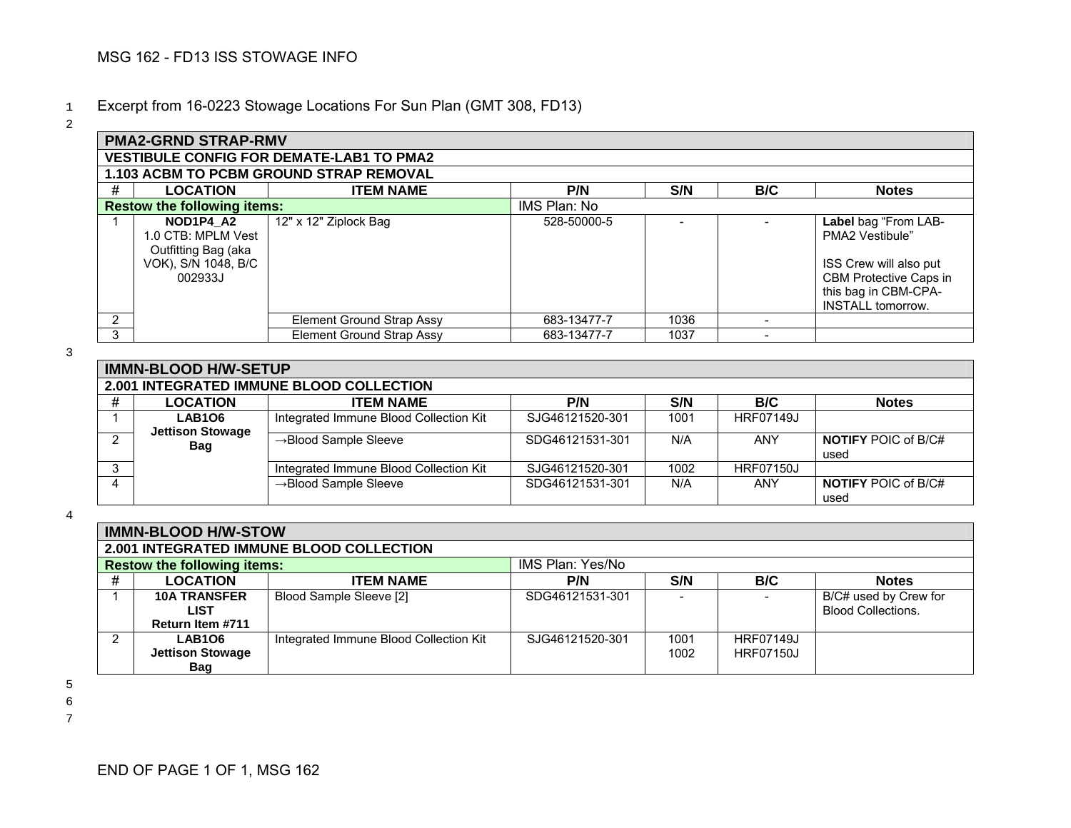MSG 162 - FD13 ISS STOWAGE INFO

Excerpt from 16-0223 Stowage Locations For Sun Plan (GMT 308, FD13)

| PMA2-GRND STRAP-RMV | | | | | | |
|---|---|---|---|---|---|---|
| **VESTIBULE CONFIG FOR DEMATE-LAB1 TO PMA2** | | | | | | |
| **1.103 ACBM TO PCBM GROUND STRAP REMOVAL** | | | | | | |
| **#** | **LOCATION** | **ITEM NAME** | **P/N** | **S/N** | **B/C** | **Notes** |
| **Restow the following items:** | | | IMS Plan: No | | | |
| 1 | **NOD1P4_A2** 1.0 CTB: MPLM Vest Outfitting Bag (aka VOK), S/N 1048, B/C 002933J | 12" x 12" Ziplock Bag | 528-50000-5 | - | - | **Label** bag "From LAB-PMA2 Vestibule" ISS Crew will also put CBM Protective Caps in this bag in CBM-CPA-INSTALL tomorrow. |
| 2 | | Element Ground Strap Assy | 683-13477-7 | 1036 | - | |
| 3 | | Element Ground Strap Assy | 683-13477-7 | 1037 | - | |

| IMMN-BLOOD H/W-SETUP | | | | | | |
|---|---|---|---|---|---|---|
| **2.001 INTEGRATED IMMUNE BLOOD COLLECTION** | | | | | | |
| **#** | **LOCATION** | **ITEM NAME** | **P/N** | **S/N** | **B/C** | **Notes** |
| 1 | **LAB1O6 Jettison Stowage Bag** | Integrated Immune Blood Collection Kit | SJG46121520-301 | 1001 | HRF07149J | |
| 2 | | →Blood Sample Sleeve | SDG46121531-301 | N/A | ANY | **NOTIFY** POIC of B/C# used |
| 3 | | Integrated Immune Blood Collection Kit | SJG46121520-301 | 1002 | HRF07150J | |
| 4 | | →Blood Sample Sleeve | SDG46121531-301 | N/A | ANY | **NOTIFY** POIC of B/C# used |

| IMMN-BLOOD H/W-STOW | | | | | | |
|---|---|---|---|---|---|---|
| **2.001 INTEGRATED IMMUNE BLOOD COLLECTION** | | | | | | |
| **Restow the following items:** | | | IMS Plan: Yes/No | | | |
| **#** | **LOCATION** | **ITEM NAME** | **P/N** | **S/N** | **B/C** | **Notes** |
| 1 | **10A TRANSFER LIST Return Item #711** | Blood Sample Sleeve [2] | SDG46121531-301 | - | - | B/C# used by Crew for Blood Collections. |
| 2 | **LAB1O6 Jettison Stowage Bag** | Integrated Immune Blood Collection Kit | SJG46121520-301 | 1001 1002 | HRF07149J HRF07150J | |

END OF PAGE 1 OF 1, MSG 162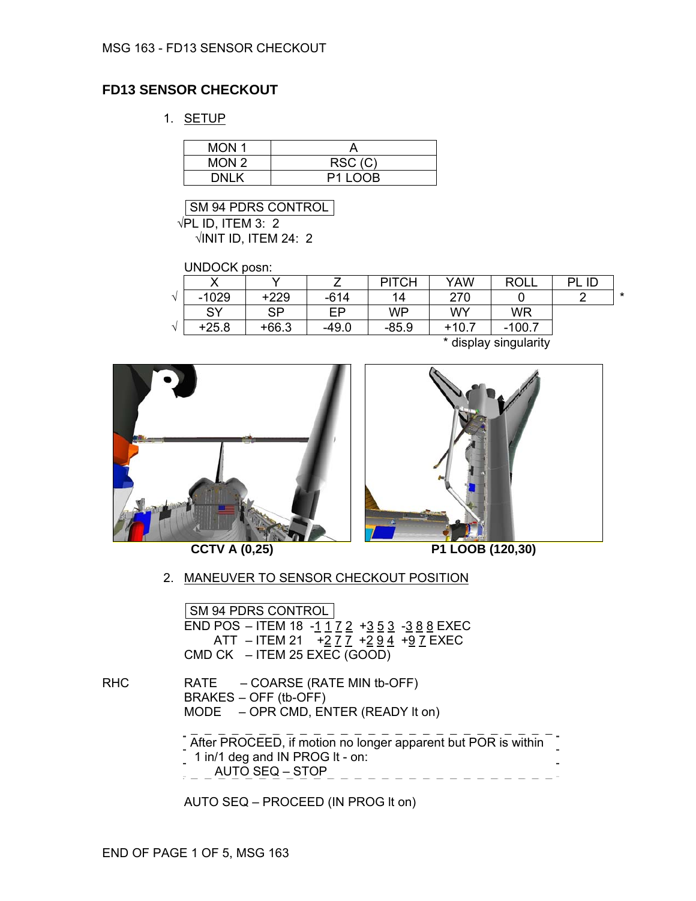MSG 163 - FD13 SENSOR CHECKOUT

## FD13 SENSOR CHECKOUT

1. SETUP

| MON 1 | A |
|---|---|
| MON 2 | RSC (C) |
| DNLK | P1 LOOB |

SM 94 PDRS CONTROL

√PL ID, ITEM 3: 2

√INIT ID, ITEM 24: 2

UNDOCK posn:

| | X | Y | Z | PITCH | YAW | ROLL | PL ID | |
|---|---|---|---|---|---|---|---|---|
| √ | -1029 | +229 | -614 | 14 | 270 | 0 | 2 | * |
| | SY | SP | EP | WP | WY | WR | | |
| √ | +25.8 | +66.3 | -49.0 | -85.9 | +10.7 | -100.7 | | |

\* display singularity

CCTV A (0,25)

P1 LOOB (120,30)

2. MANEUVER TO SENSOR CHECKOUT POSITION

SM 94 PDRS CONTROL

END POS – ITEM 18 -1 1 7 2 +3 5 3 -3 8 8 EXEC

ATT – ITEM 21 +2 7 7 +2 9 4 +9 7 EXEC

CMD CK – ITEM 25 EXEC (GOOD)

RHC

RATE – COARSE (RATE MIN tb-OFF)

BRAKES – OFF (tb-OFF)

MODE – OPR CMD, ENTER (READY lt on)

After PROCEED, if motion no longer apparent but POR is within 1 in/1 deg and IN PROG lt - on:

AUTO SEQ – STOP

AUTO SEQ – PROCEED (IN PROG lt on)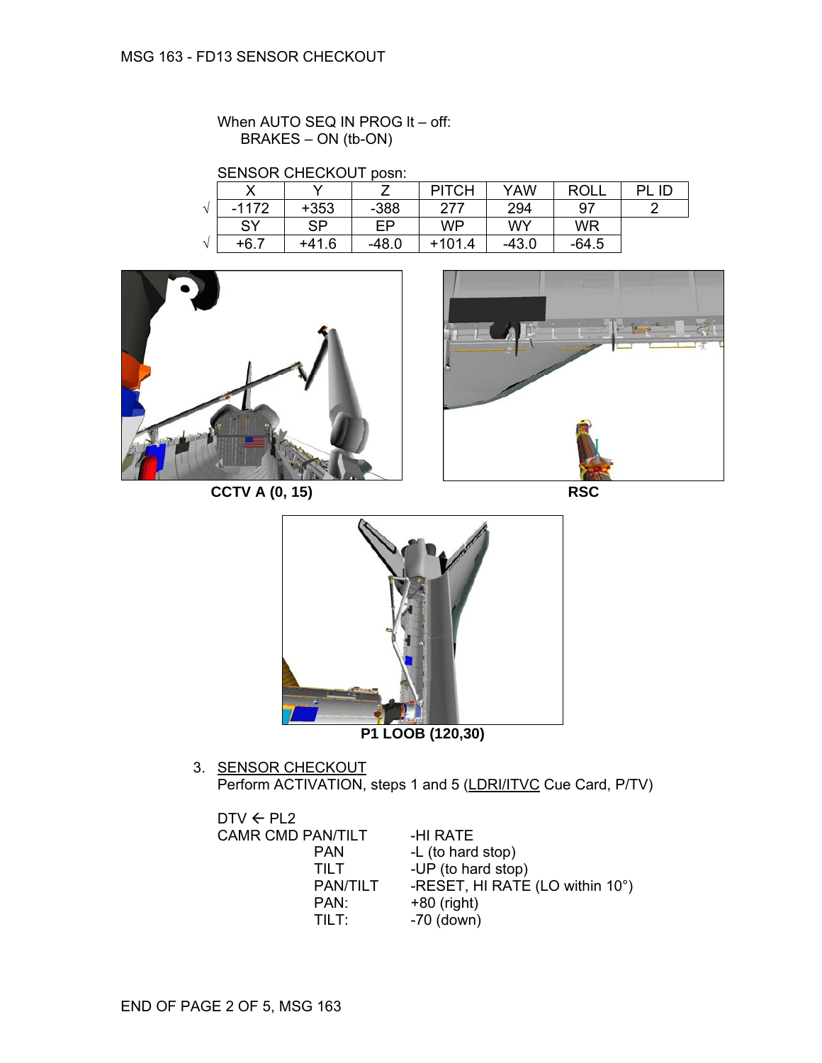MSG 163 - FD13 SENSOR CHECKOUT

When AUTO SEQ IN PROG lt – off:
  BRAKES – ON (tb-ON)

SENSOR CHECKOUT posn:

| | X | Y | Z | PITCH | YAW | ROLL | PL ID |
|---|---|---|---|---|---|---|---|
| √ | -1172 | +353 | -388 | 277 | 294 | 97 | 2 |
| | SY | SP | EP | WP | WY | WR | |
| √ | +6.7 | +41.6 | -48.0 | +101.4 | -43.0 | -64.5 | |

**CCTV A (0, 15)**

**RSC**

**P1 LOOB (120,30)**

3. SENSOR CHECKOUT
   Perform ACTIVATION, steps 1 and 5 (LDRI/ITVC Cue Card, P/TV)

   DTV ← PL2
   CAMR CMD PAN/TILT -HI RATE
   PAN -L (to hard stop)
   TILT -UP (to hard stop)
   PAN/TILT -RESET, HI RATE (LO within 10°)
   PAN: +80 (right)
   TILT: -70 (down)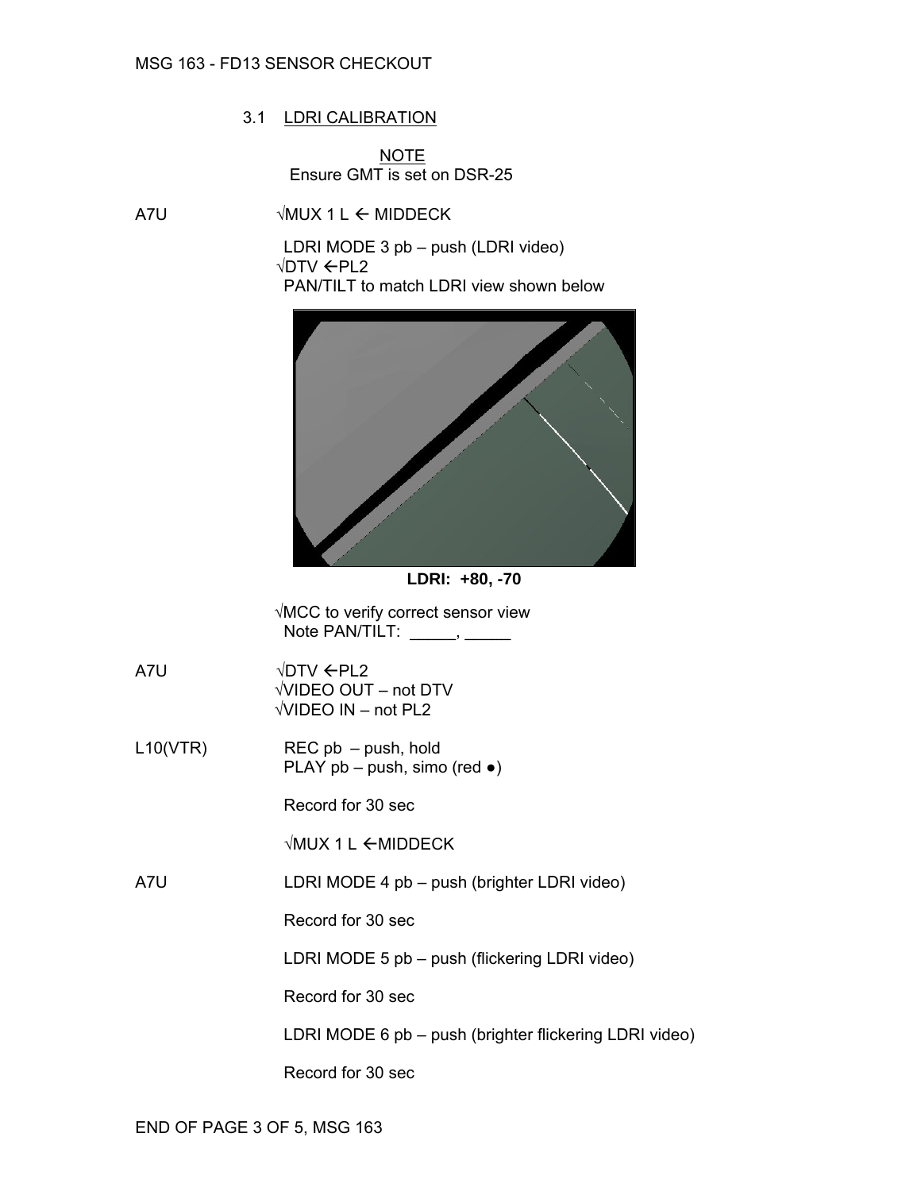## 3.1 LDRI CALIBRATION

NOTE
Ensure GMT is set on DSR-25

A7U √MUX 1 L ← MIDDECK

LDRI MODE 3 pb – push (LDRI video)
√DTV ←PL2
PAN/TILT to match LDRI view shown below

**LDRI: +80, -70**

√MCC to verify correct sensor view
Note PAN/TILT: _____, _____

A7U √DTV ←PL2
√VIDEO OUT – not DTV
√VIDEO IN – not PL2

L10(VTR) REC pb – push, hold
PLAY pb – push, simo (red ●)

Record for 30 sec

√MUX 1 L ←MIDDECK

A7U LDRI MODE 4 pb – push (brighter LDRI video)

Record for 30 sec

LDRI MODE 5 pb – push (flickering LDRI video)

Record for 30 sec

LDRI MODE 6 pb – push (brighter flickering LDRI video)

Record for 30 sec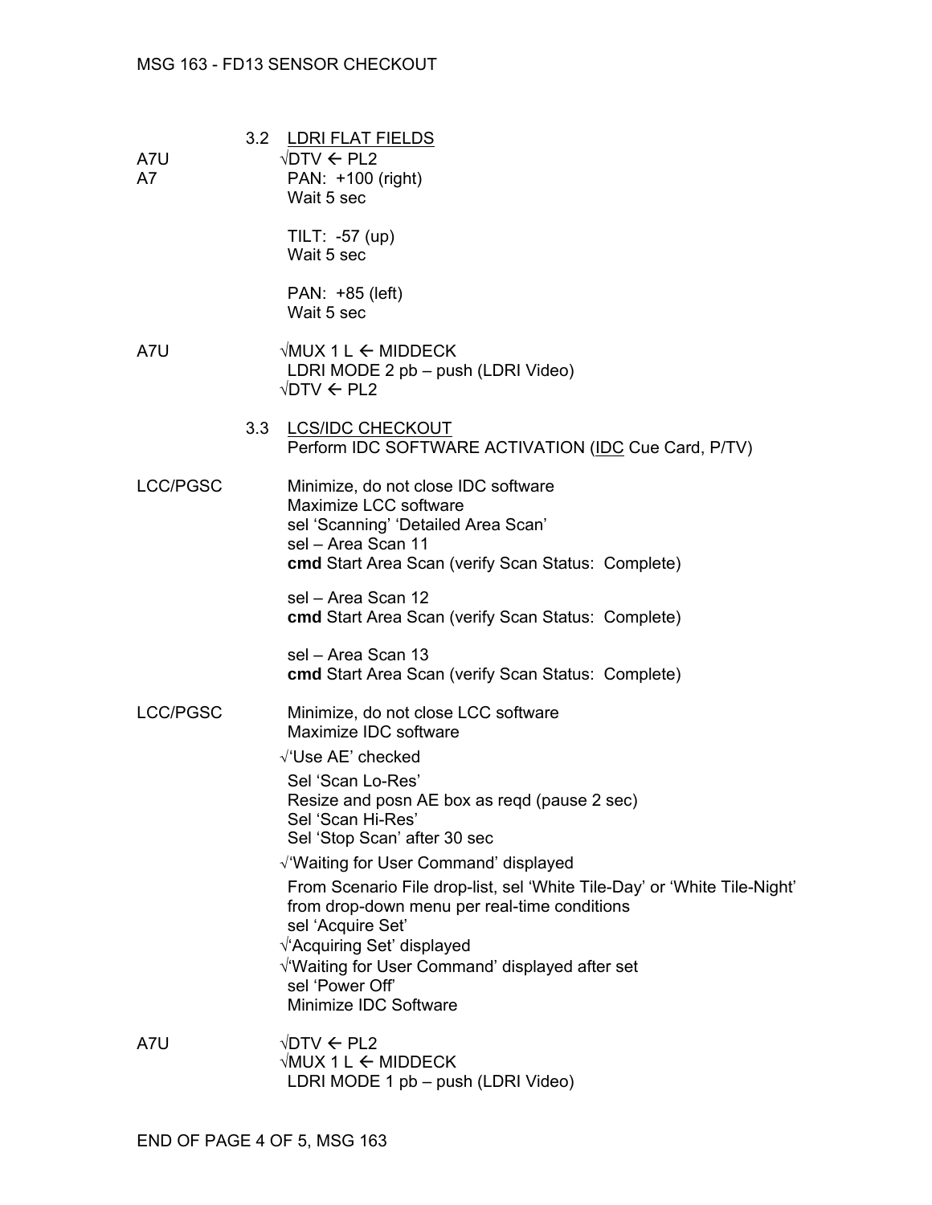MSG 163 - FD13 SENSOR CHECKOUT

3.2 LDRI FLAT FIELDS

| | |
|---|---|
| A7U | √DTV ← PL2 |
| A7 | PAN: +100 (right)<br>Wait 5 sec<br><br>TILT: -57 (up)<br>Wait 5 sec<br><br>PAN: +85 (left)<br>Wait 5 sec |
| A7U | √MUX 1 L ← MIDDECK<br>LDRI MODE 2 pb – push (LDRI Video)<br>√DTV ← PL2 |

3.3 LCS/IDC CHECKOUT

Perform IDC SOFTWARE ACTIVATION (IDC Cue Card, P/TV)

| | |
|---|---|
| LCC/PGSC | Minimize, do not close IDC software<br>Maximize LCC software<br>sel 'Scanning' 'Detailed Area Scan'<br>sel – Area Scan 11<br>**cmd** Start Area Scan (verify Scan Status: Complete)<br><br>sel – Area Scan 12<br>**cmd** Start Area Scan (verify Scan Status: Complete)<br><br>sel – Area Scan 13<br>**cmd** Start Area Scan (verify Scan Status: Complete) |
| LCC/PGSC | Minimize, do not close LCC software<br>Maximize IDC software<br>√'Use AE' checked<br>Sel 'Scan Lo-Res'<br>Resize and posn AE box as reqd (pause 2 sec)<br>Sel 'Scan Hi-Res'<br>Sel 'Stop Scan' after 30 sec<br>√'Waiting for User Command' displayed<br>From Scenario File drop-list, sel 'White Tile-Day' or 'White Tile-Night' from drop-down menu per real-time conditions<br>sel 'Acquire Set'<br>√'Acquiring Set' displayed<br>√'Waiting for User Command' displayed after set<br>sel 'Power Off'<br>Minimize IDC Software |
| A7U | √DTV ← PL2<br>√MUX 1 L ← MIDDECK<br>LDRI MODE 1 pb – push (LDRI Video) |

END OF PAGE 4 OF 5, MSG 163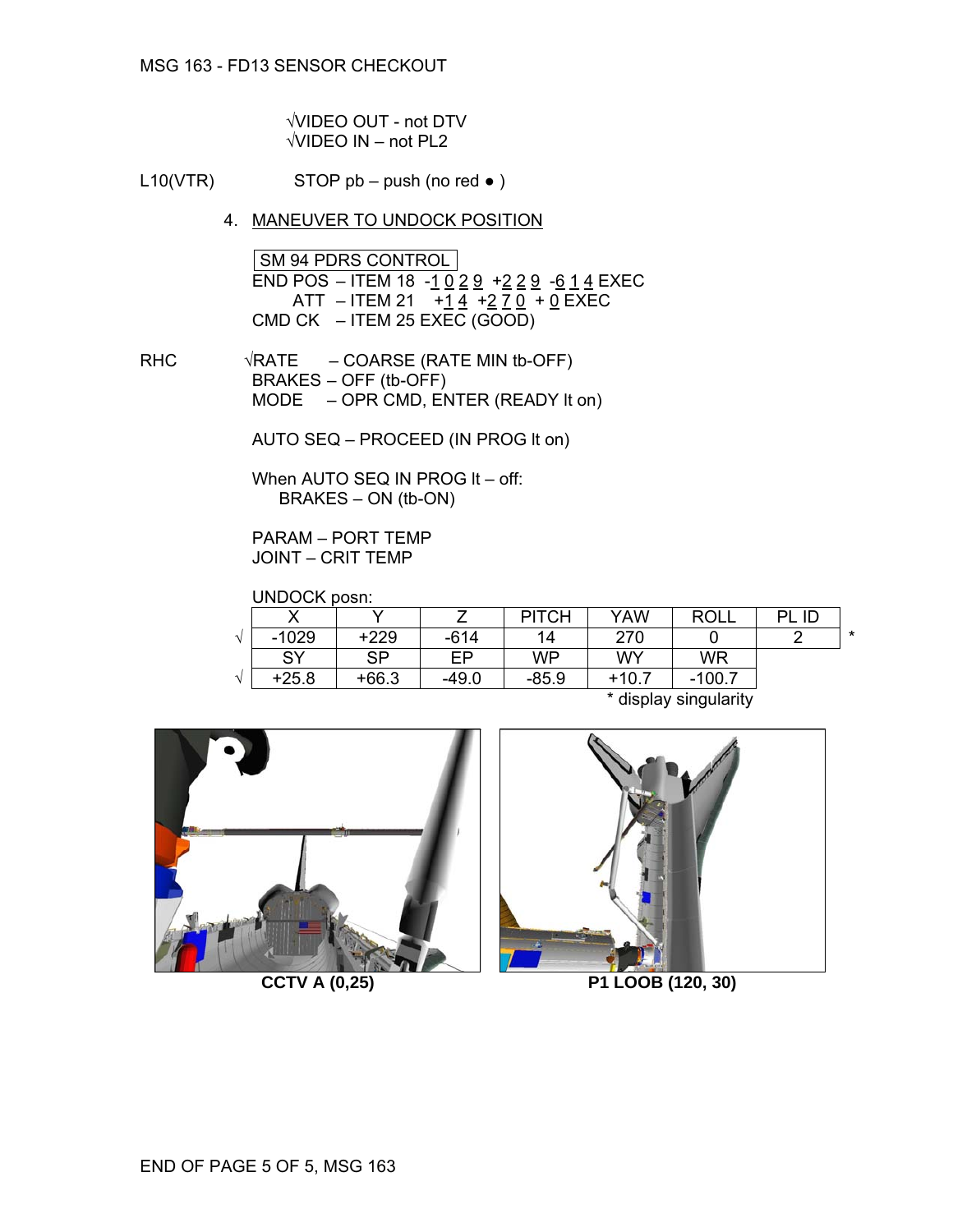MSG 163 - FD13 SENSOR CHECKOUT

√VIDEO OUT - not DTV
√VIDEO IN – not PL2

L10(VTR) STOP pb – push (no red ● )

4. MANEUVER TO UNDOCK POSITION

SM 94 PDRS CONTROL
END POS – ITEM 18 -1 0 2 9 +2 2 9 -6 1 4 EXEC
ATT – ITEM 21 +1 4 +2 7 0 + 0 EXEC
CMD CK – ITEM 25 EXEC (GOOD)

RHC √RATE – COARSE (RATE MIN tb-OFF)
BRAKES – OFF (tb-OFF)
MODE – OPR CMD, ENTER (READY lt on)

AUTO SEQ – PROCEED (IN PROG lt on)

When AUTO SEQ IN PROG lt – off:
BRAKES – ON (tb-ON)

PARAM – PORT TEMP
JOINT – CRIT TEMP

UNDOCK posn:

| | X | Y | Z | PITCH | YAW | ROLL | PL ID | |
|---|---|---|---|---|---|---|---|---|
| √ | -1029 | +229 | -614 | 14 | 270 | 0 | 2 | * |
| | SY | SP | EP | WP | WY | WR | | |
| √ | +25.8 | +66.3 | -49.0 | -85.9 | +10.7 | -100.7 | | |

\* display singularity

CCTV A (0,25)

P1 LOOB (120, 30)